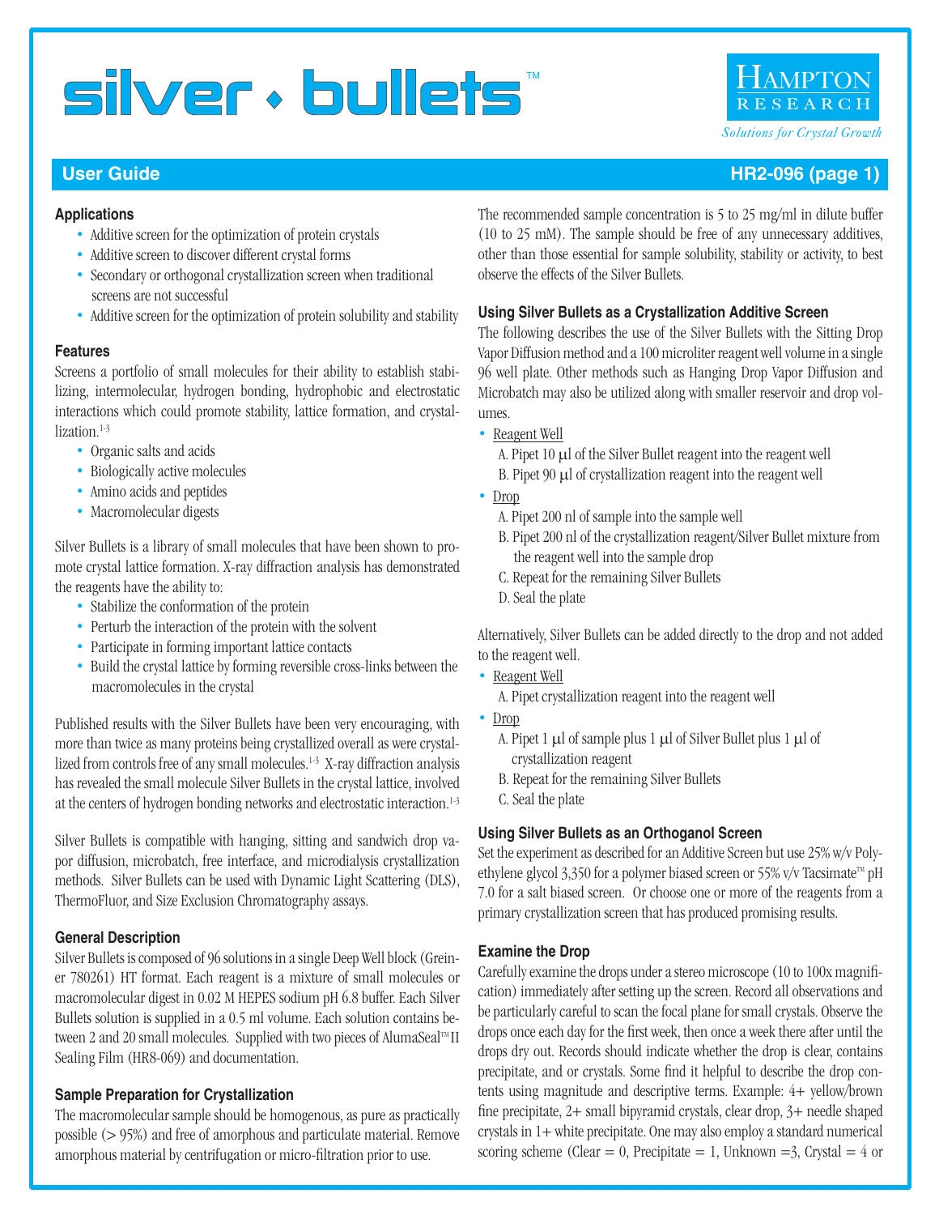# silver • bullets™

Hampton Research
*Solutions for Crystal Growth*

## User Guide

### Applications

- Additive screen for the optimization of protein crystals
- Additive screen to discover different crystal forms
- Secondary or orthogonal crystallization screen when traditional screens are not successful
- Additive screen for the optimization of protein solubility and stability

### Features

Screens a portfolio of small molecules for their ability to establish stabilizing, intermolecular, hydrogen bonding, hydrophobic and electrostatic interactions which could promote stability, lattice formation, and crystallization.[1-3]

- Organic salts and acids
- Biologically active molecules
- Amino acids and peptides
- Macromolecular digests

Silver Bullets is a library of small molecules that have been shown to promote crystal lattice formation. X-ray diffraction analysis has demonstrated the reagents have the ability to:

- Stabilize the conformation of the protein
- Perturb the interaction of the protein with the solvent
- Participate in forming important lattice contacts
- Build the crystal lattice by forming reversible cross-links between the macromolecules in the crystal

Published results with the Silver Bullets have been very encouraging, with more than twice as many proteins being crystallized overall as were crystallized from controls free of any small molecules.[1-3] X-ray diffraction analysis has revealed the small molecule Silver Bullets in the crystal lattice, involved at the centers of hydrogen bonding networks and electrostatic interaction.[1-3]

Silver Bullets is compatible with hanging, sitting and sandwich drop vapor diffusion, microbatch, free interface, and microdialysis crystallization methods. Silver Bullets can be used with Dynamic Light Scattering (DLS), ThermoFluor, and Size Exclusion Chromatography assays.

### General Description

Silver Bullets is composed of 96 solutions in a single Deep Well block (Greiner 780261) HT format. Each reagent is a mixture of small molecules or macromolecular digest in 0.02 M HEPES sodium pH 6.8 buffer. Each Silver Bullets solution is supplied in a 0.5 ml volume. Each solution contains between 2 and 20 small molecules. Supplied with two pieces of AlumaSeal™ II Sealing Film (HR8-069) and documentation.

### Sample Preparation for Crystallization

The macromolecular sample should be homogenous, as pure as practically possible (> 95%) and free of amorphous and particulate material. Remove amorphous material by centrifugation or micro-filtration prior to use.

The recommended sample concentration is 5 to 25 mg/ml in dilute buffer (10 to 25 mM). The sample should be free of any unnecessary additives, other than those essential for sample solubility, stability or activity, to best observe the effects of the Silver Bullets.

### Using Silver Bullets as a Crystallization Additive Screen

The following describes the use of the Silver Bullets with the Sitting Drop Vapor Diffusion method and a 100 microliter reagent well volume in a single 96 well plate. Other methods such as Hanging Drop Vapor Diffusion and Microbatch may also be utilized along with smaller reservoir and drop volumes.

- Reagent Well
  - A. Pipet 10 μl of the Silver Bullet reagent into the reagent well
  - B. Pipet 90 μl of crystallization reagent into the reagent well
- Drop
  - A. Pipet 200 nl of sample into the sample well
  - B. Pipet 200 nl of the crystallization reagent/Silver Bullet mixture from the reagent well into the sample drop
  - C. Repeat for the remaining Silver Bullets
  - D. Seal the plate

Alternatively, Silver Bullets can be added directly to the drop and not added to the reagent well.

- Reagent Well
  - A. Pipet crystallization reagent into the reagent well
- Drop
  - A. Pipet 1 μl of sample plus 1 μl of Silver Bullet plus 1 μl of crystallization reagent
  - B. Repeat for the remaining Silver Bullets
  - C. Seal the plate

### Using Silver Bullets as an Orthoganol Screen

Set the experiment as described for an Additive Screen but use 25% w/v Polyethylene glycol 3,350 for a polymer biased screen or 55% v/v Tacsimate™ pH 7.0 for a salt biased screen. Or choose one or more of the reagents from a primary crystallization screen that has produced promising results.

### Examine the Drop

Carefully examine the drops under a stereo microscope (10 to 100x magnification) immediately after setting up the screen. Record all observations and be particularly careful to scan the focal plane for small crystals. Observe the drops once each day for the first week, then once a week there after until the drops dry out. Records should indicate whether the drop is clear, contains precipitate, and or crystals. Some find it helpful to describe the drop contents using magnitude and descriptive terms. Example: 4+ yellow/brown fine precipitate, 2+ small bipyramid crystals, clear drop, 3+ needle shaped crystals in 1+ white precipitate. One may also employ a standard numerical scoring scheme (Clear = 0, Precipitate = 1, Unknown =3, Crystal = 4 or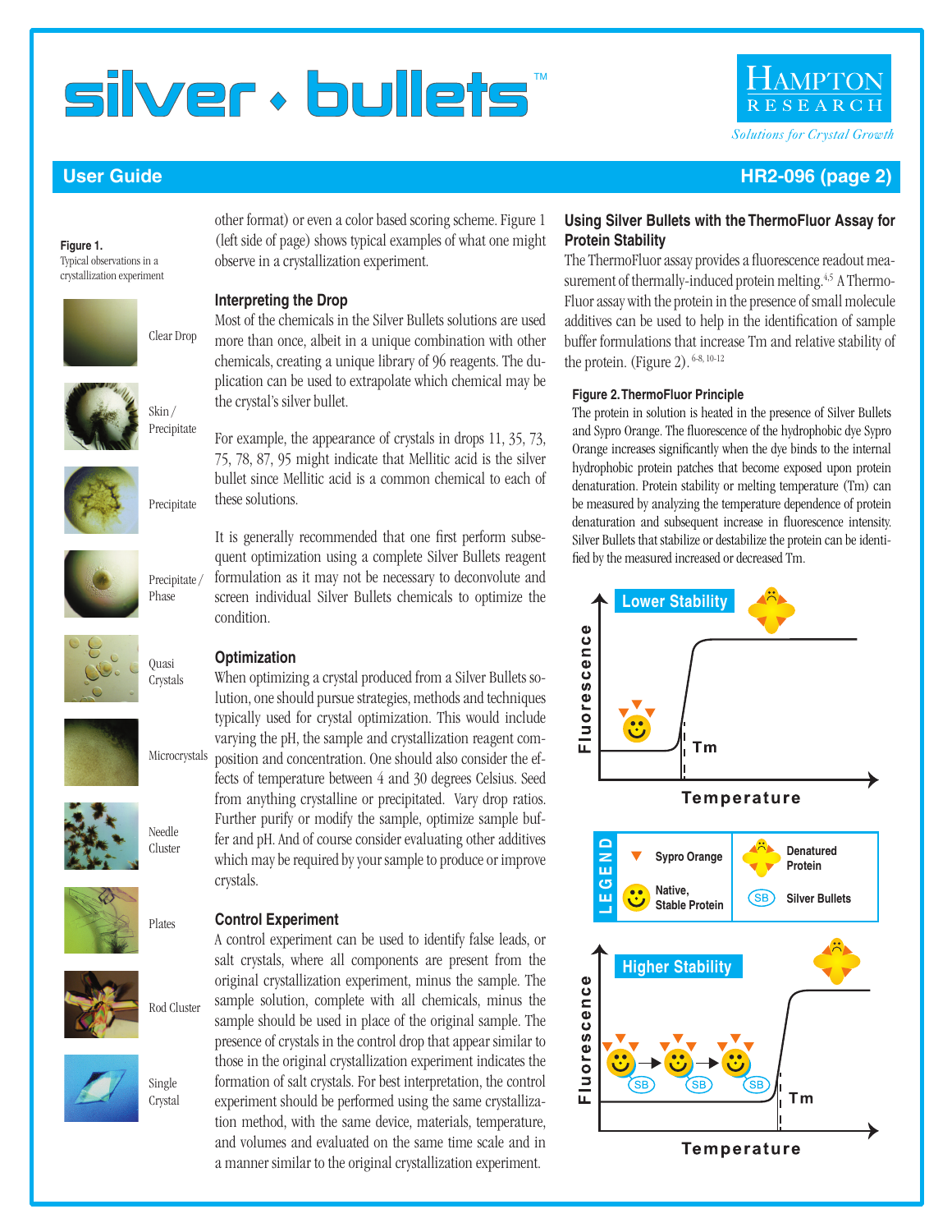**Figure 1.**
Typical observations in a crystallization experiment

Clear Drop

Skin / Precipitate

Precipitate

Precipitate / Phase

Quasi Crystals

Microcrystals

Needle Cluster

Plates

Rod Cluster

Single Crystal

other format) or even a color based scoring scheme. Figure 1 (left side of page) shows typical examples of what one might observe in a crystallization experiment.

### Interpreting the Drop

Most of the chemicals in the Silver Bullets solutions are used more than once, albeit in a unique combination with other chemicals, creating a unique library of 96 reagents. The duplication can be used to extrapolate which chemical may be the crystal's silver bullet.

For example, the appearance of crystals in drops 11, 35, 73, 75, 78, 87, 95 might indicate that Mellitic acid is the silver bullet since Mellitic acid is a common chemical to each of these solutions.

It is generally recommended that one first perform subsequent optimization using a complete Silver Bullets reagent formulation as it may not be necessary to deconvolute and screen individual Silver Bullets chemicals to optimize the condition.

### Optimization

When optimizing a crystal produced from a Silver Bullets solution, one should pursue strategies, methods and techniques typically used for crystal optimization. This would include varying the pH, the sample and crystallization reagent composition and concentration. One should also consider the effects of temperature between 4 and 30 degrees Celsius. Seed from anything crystalline or precipitated. Vary drop ratios. Further purify or modify the sample, optimize sample buffer and pH. And of course consider evaluating other additives which may be required by your sample to produce or improve crystals.

### Control Experiment

A control experiment can be used to identify false leads, or salt crystals, where all components are present from the original crystallization experiment, minus the sample. The sample solution, complete with all chemicals, minus the sample should be used in place of the original sample. The presence of crystals in the control drop that appear similar to those in the original crystallization experiment indicates the formation of salt crystals. For best interpretation, the control experiment should be performed using the same crystallization method, with the same device, materials, temperature, and volumes and evaluated on the same time scale and in a manner similar to the original crystallization experiment.

### Using Silver Bullets with the ThermoFluor Assay for Protein Stability

The ThermoFluor assay provides a fluorescence readout measurement of thermally-induced protein melting.[4,5] A ThermoFluor assay with the protein in the presence of small molecule additives can be used to help in the identification of sample buffer formulations that increase Tm and relative stability of the protein. (Figure 2).[6-8, 10-12]

**Figure 2. ThermoFluor Principle**

The protein in solution is heated in the presence of Silver Bullets and Sypro Orange. The fluorescence of the hydrophobic dye Sypro Orange increases significantly when the dye binds to the internal hydrophobic protein patches that become exposed upon protein denaturation. Protein stability or melting temperature (Tm) can be measured by analyzing the temperature dependence of protein denaturation and subsequent increase in fluorescence intensity. Silver Bullets that stabilize or destabilize the protein can be identified by the measured increased or decreased Tm.

Lower Stability — Fluorescence vs. Temperature, Tm

LEGEND: Sypro Orange; Native, Stable Protein; Denatured Protein; SB Silver Bullets

Higher Stability — Fluorescence vs. Temperature, Tm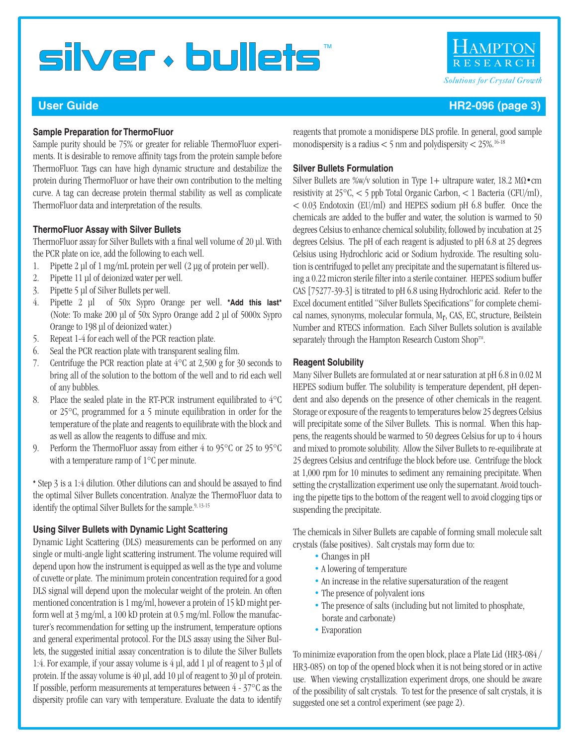## Sample Preparation for ThermoFluor

Sample purity should be 75% or greater for reliable ThermoFluor experiments. It is desirable to remove affinity tags from the protein sample before ThermoFluor. Tags can have high dynamic structure and destabilize the protein during ThermoFluor or have their own contribution to the melting curve. A tag can decrease protein thermal stability as well as complicate ThermoFluor data and interpretation of the results.

## ThermoFluor Assay with Silver Bullets

ThermoFluor assay for Silver Bullets with a final well volume of 20 µl. With the PCR plate on ice, add the following to each well.

1. Pipette 2 µl of 1 mg/mL protein per well (2 µg of protein per well).
2. Pipette 11 µl of deionized water per well.
3. Pipette 5 µl of Silver Bullets per well.
4. Pipette 2 µl of 50x Sypro Orange per well. **\*Add this last\*** (Note: To make 200 µl of 50x Sypro Orange add 2 µl of 5000x Sypro Orange to 198 µl of deionized water.)
5. Repeat 1-4 for each well of the PCR reaction plate.
6. Seal the PCR reaction plate with transparent sealing film.
7. Centrifuge the PCR reaction plate at 4°C at 2,500 g for 30 seconds to bring all of the solution to the bottom of the well and to rid each well of any bubbles.
8. Place the sealed plate in the RT-PCR instrument equilibrated to 4°C or 25°C, programmed for a 5 minute equilibration in order for the temperature of the plate and reagents to equilibrate with the block and as well as allow the reagents to diffuse and mix.
9. Perform the ThermoFluor assay from either 4 to 95°C or 25 to 95°C with a temperature ramp of 1°C per minute.

\* Step 3 is a 1:4 dilution. Other dilutions can and should be assayed to find the optimal Silver Bullets concentration. Analyze the ThermoFluor data to identify the optimal Silver Bullets for the sample.[9, 13-15]

## Using Silver Bullets with Dynamic Light Scattering

Dynamic Light Scattering (DLS) measurements can be performed on any single or multi-angle light scattering instrument. The volume required will depend upon how the instrument is equipped as well as the type and volume of cuvette or plate. The minimum protein concentration required for a good DLS signal will depend upon the molecular weight of the protein. An often mentioned concentration is 1 mg/ml, however a protein of 15 kD might perform well at 3 mg/ml, a 100 kD protein at 0.5 mg/ml. Follow the manufacturer's recommendation for setting up the instrument, temperature options and general experimental protocol. For the DLS assay using the Silver Bullets, the suggested initial assay concentration is to dilute the Silver Bullets 1:4. For example, if your assay volume is 4 µl, add 1 µl of reagent to 3 µl of protein. If the assay volume is 40 µl, add 10 µl of reagent to 30 µl of protein. If possible, perform measurements at temperatures between 4 - 37°C as the dispersity profile can vary with temperature. Evaluate the data to identify reagents that promote a monidisperse DLS profile. In general, good sample monodispersity is a radius < 5 nm and polydispersity < 25%.[16-18]

## Silver Bullets Formulation

Silver Bullets are %w/v solution in Type 1+ ultrapure water, 18.2 MΩ•cm resistivity at 25°C, < 5 ppb Total Organic Carbon, < 1 Bacteria (CFU/ml), < 0.03 Endotoxin (EU/ml) and HEPES sodium pH 6.8 buffer. Once the chemicals are added to the buffer and water, the solution is warmed to 50 degrees Celsius to enhance chemical solubility, followed by incubation at 25 degrees Celsius. The pH of each reagent is adjusted to pH 6.8 at 25 degrees Celsius using Hydrochloric acid or Sodium hydroxide. The resulting solution is centrifuged to pellet any precipitate and the supernatant is filtered using a 0.22 micron sterile filter into a sterile container. HEPES sodium buffer CAS [75277-39-3] is titrated to pH 6.8 using Hydrochloric acid. Refer to the Excel document entitled "Silver Bullets Specifications" for complete chemical names, synonyms, molecular formula, $M_r$, CAS, EC, structure, Beilstein Number and RTECS information. Each Silver Bullets solution is available separately through the Hampton Research Custom Shop™.

## Reagent Solubility

Many Silver Bullets are formulated at or near saturation at pH 6.8 in 0.02 M HEPES sodium buffer. The solubility is temperature dependent, pH dependent and also depends on the presence of other chemicals in the reagent. Storage or exposure of the reagents to temperatures below 25 degrees Celsius will precipitate some of the Silver Bullets. This is normal. When this happens, the reagents should be warmed to 50 degrees Celsius for up to 4 hours and mixed to promote solubility. Allow the Silver Bullets to re-equilibrate at 25 degrees Celsius and centrifuge the block before use. Centrifuge the block at 1,000 rpm for 10 minutes to sediment any remaining precipitate. When setting the crystallization experiment use only the supernatant. Avoid touching the pipette tips to the bottom of the reagent well to avoid clogging tips or suspending the precipitate.

The chemicals in Silver Bullets are capable of forming small molecule salt crystals (false positives). Salt crystals may form due to:

- Changes in pH
- A lowering of temperature
- An increase in the relative supersaturation of the reagent
- The presence of polyvalent ions
- The presence of salts (including but not limited to phosphate, borate and carbonate)
- Evaporation

To minimize evaporation from the open block, place a Plate Lid (HR3-084/HR3-085) on top of the opened block when it is not being stored or in active use. When viewing crystallization experiment drops, one should be aware of the possibility of salt crystals. To test for the presence of salt crystals, it is suggested one set a control experiment (see page 2).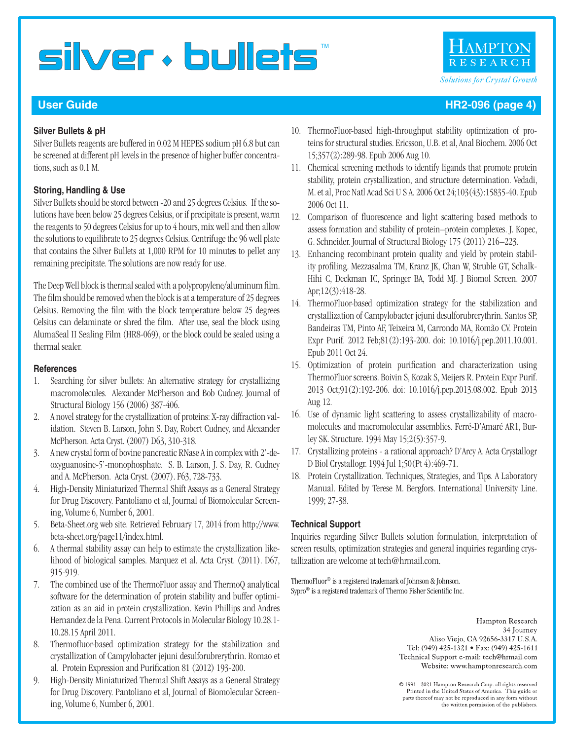## Silver Bullets & pH

Silver Bullets reagents are buffered in 0.02 M HEPES sodium pH 6.8 but can be screened at different pH levels in the presence of higher buffer concentrations, such as 0.1 M.

## Storing, Handling & Use

Silver Bullets should be stored between -20 and 25 degrees Celsius. If the solutions have been below 25 degrees Celsius, or if precipitate is present, warm the reagents to 50 degrees Celsius for up to 4 hours, mix well and then allow the solutions to equilibrate to 25 degrees Celsius. Centrifuge the 96 well plate that contains the Silver Bullets at 1,000 RPM for 10 minutes to pellet any remaining precipitate. The solutions are now ready for use.

The Deep Well block is thermal sealed with a polypropylene/aluminum film. The film should be removed when the block is at a temperature of 25 degrees Celsius. Removing the film with the block temperature below 25 degrees Celsius can delaminate or shred the film. After use, seal the block using AlumaSeal II Sealing Film (HR8-069), or the block could be sealed using a thermal sealer.

## References

1. Searching for silver bullets: An alternative strategy for crystallizing macromolecules. Alexander McPherson and Bob Cudney. Journal of Structural Biology 156 (2006) 387-406.
2. A novel strategy for the crystallization of proteins: X-ray diffraction validation. Steven B. Larson, John S. Day, Robert Cudney, and Alexander McPherson. Acta Cryst. (2007) D63, 310-318.
3. A new crystal form of bovine pancreatic RNase A in complex with 2'-deoxyguanosine-5'-monophosphate. S. B. Larson, J. S. Day, R. Cudney and A. McPherson. Acta Cryst. (2007). F63, 728-733.
4. High-Density Miniaturized Thermal Shift Assays as a General Strategy for Drug Discovery. Pantoliano et al, Journal of Biomolecular Screening, Volume 6, Number 6, 2001.
5. Beta-Sheet.org web site. Retrieved February 17, 2014 from http://www.beta-sheet.org/page11/index.html.
6. A thermal stability assay can help to estimate the crystallization likelihood of biological samples. Marquez et al. Acta Cryst. (2011). D67, 915-919.
7. The combined use of the ThermoFluor assay and ThermoQ analytical software for the determination of protein stability and buffer optimization as an aid in protein crystallization. Kevin Phillips and Andres Hernandez de la Pena. Current Protocols in Molecular Biology 10.28.1-10.28.15 April 2011.
8. Thermofluor-based optimization strategy for the stabilization and crystallization of Campylobacter jejuni desulforubrerythrin. Romao et al. Protein Expression and Purification 81 (2012) 193-200.
9. High-Density Miniaturized Thermal Shift Assays as a General Strategy for Drug Discovery. Pantoliano et al, Journal of Biomolecular Screening, Volume 6, Number 6, 2001.
10. ThermoFluor-based high-throughput stability optimization of proteins for structural studies. Ericsson, U.B. et al, Anal Biochem. 2006 Oct 15;357(2):289-98. Epub 2006 Aug 10.
11. Chemical screening methods to identify ligands that promote protein stability, protein crystallization, and structure determination. Vedadi, M. et al, Proc Natl Acad Sci U S A. 2006 Oct 24;103(43):15835-40. Epub 2006 Oct 11.
12. Comparison of fluorescence and light scattering based methods to assess formation and stability of protein–protein complexes. J. Kopec, G. Schneider. Journal of Structural Biology 175 (2011) 216–223.
13. Enhancing recombinant protein quality and yield by protein stability profiling. Mezzasalma TM, Kranz JK, Chan W, Struble GT, Schalk-Hihi C, Deckman IC, Springer BA, Todd MJ. J Biomol Screen. 2007 Apr;12(3):418-28.
14. ThermoFluor-based optimization strategy for the stabilization and crystallization of Campylobacter jejuni desulforubrerythrin. Santos SP, Bandeiras TM, Pinto AF, Teixeira M, Carrondo MA, Romão CV. Protein Expr Purif. 2012 Feb;81(2):193-200. doi: 10.1016/j.pep.2011.10.001. Epub 2011 Oct 24.
15. Optimization of protein purification and characterization using ThermoFluor screens. Boivin S, Kozak S, Meijers R. Protein Expr Purif. 2013 Oct;91(2):192-206. doi: 10.1016/j.pep.2013.08.002. Epub 2013 Aug 12.
16. Use of dynamic light scattering to assess crystallizability of macromolecules and macromolecular assemblies. Ferré-D'Amaré AR1, Burley SK. Structure. 1994 May 15;2(5):357-9.
17. Crystallizing proteins - a rational approach? D'Arcy A. Acta Crystallogr D Biol Crystallogr. 1994 Jul 1;50(Pt 4):469-71.
18. Protein Crystallization. Techniques, Strategies, and Tips. A Laboratory Manual. Edited by Terese M. Bergfors. International University Line. 1999; 27-38.

## Technical Support

Inquiries regarding Silver Bullets solution formulation, interpretation of screen results, optimization strategies and general inquiries regarding crystallization are welcome at tech@hrmail.com.

ThermoFluor® is a registered trademark of Johnson & Johnson.
Sypro® is a registered trademark of Thermo Fisher Scientific Inc.

Hampton Research
34 Journey
Aliso Viejo, CA 92656-3317 U.S.A.
Tel: (949) 425-1321 • Fax: (949) 425-1611
Technical Support e-mail: tech@hrmail.com
Website: www.hamptonresearch.com

© 1991 - 2021 Hampton Research Corp. all rights reserved
Printed in the United States of America. This guide or parts thereof may not be reproduced in any form without the written permission of the publishers.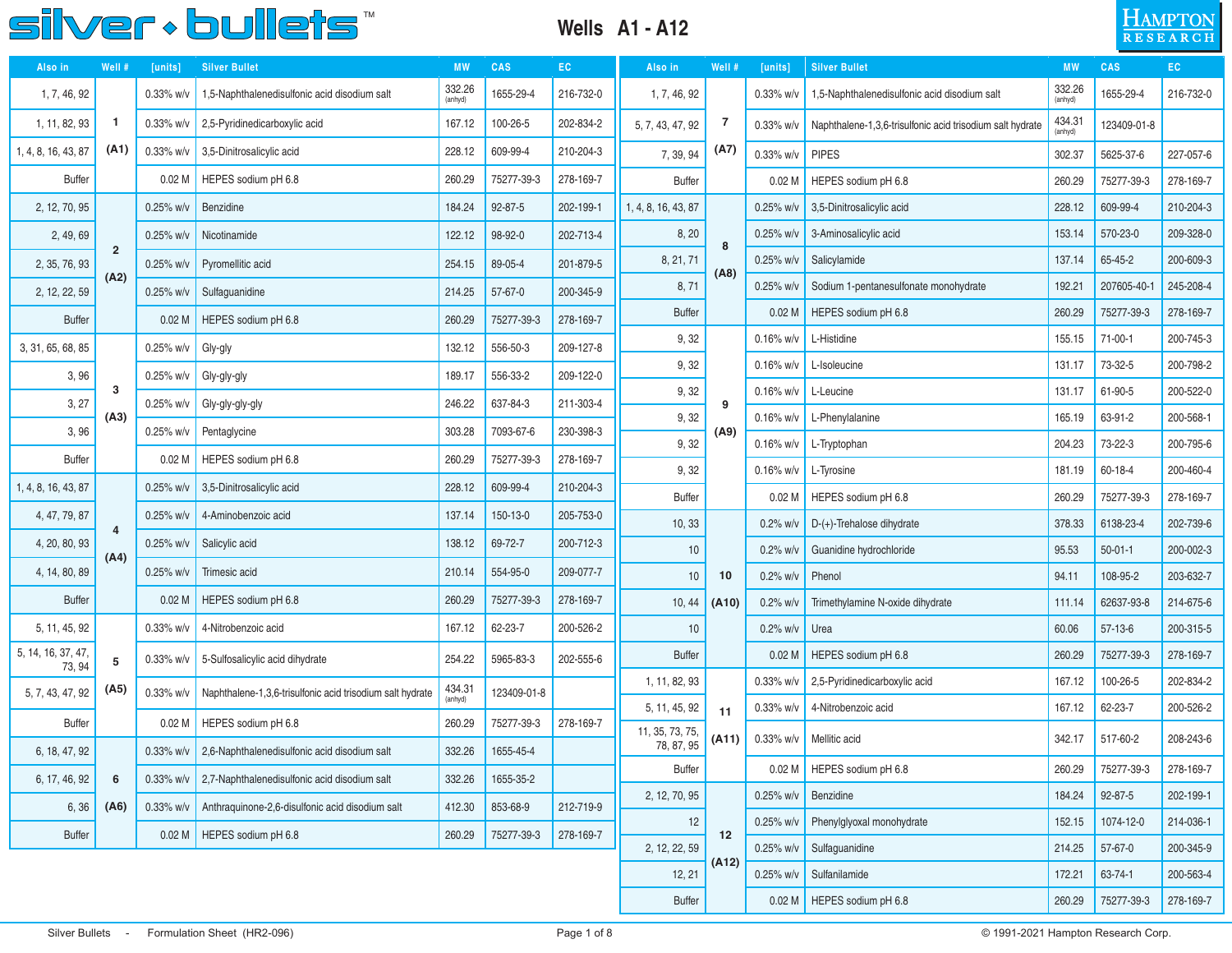# silver • bullets™

## Wells A1 - A12

HAMPTON RESEARCH

| Also in | Well # | [units] | Silver Bullet | MW | CAS | EC |
|---|---|---|---|---|---|---|
| 1, 7, 46, 92 | 1 (A1) | 0.33% w/v | 1,5-Naphthalenedisulfonic acid disodium salt | 332.26 (anhyd) | 1655-29-4 | 216-732-0 |
| 1, 11, 82, 93 | | 0.33% w/v | 2,5-Pyridinedicarboxylic acid | 167.12 | 100-26-5 | 202-834-2 |
| 1, 4, 8, 16, 43, 87 | | 0.33% w/v | 3,5-Dinitrosalicylic acid | 228.12 | 609-99-4 | 210-204-3 |
| Buffer | | 0.02 M | HEPES sodium pH 6.8 | 260.29 | 75277-39-3 | 278-169-7 |
| 2, 12, 70, 95 | 2 (A2) | 0.25% w/v | Benzidine | 184.24 | 92-87-5 | 202-199-1 |
| 2, 49, 69 | | 0.25% w/v | Nicotinamide | 122.12 | 98-92-0 | 202-713-4 |
| 2, 35, 76, 93 | | 0.25% w/v | Pyromellitic acid | 254.15 | 89-05-4 | 201-879-5 |
| 2, 12, 22, 59 | | 0.25% w/v | Sulfaguanidine | 214.25 | 57-67-0 | 200-345-9 |
| Buffer | | 0.02 M | HEPES sodium pH 6.8 | 260.29 | 75277-39-3 | 278-169-7 |
| 3, 31, 65, 68, 85 | 3 (A3) | 0.25% w/v | Gly-gly | 132.12 | 556-50-3 | 209-127-8 |
| 3, 96 | | 0.25% w/v | Gly-gly-gly | 189.17 | 556-33-2 | 209-122-0 |
| 3, 27 | | 0.25% w/v | Gly-gly-gly-gly | 246.22 | 637-84-3 | 211-303-4 |
| 3, 96 | | 0.25% w/v | Pentaglycine | 303.28 | 7093-67-6 | 230-398-3 |
| Buffer | | 0.02 M | HEPES sodium pH 6.8 | 260.29 | 75277-39-3 | 278-169-7 |
| 1, 4, 8, 16, 43, 87 | 4 (A4) | 0.25% w/v | 3,5-Dinitrosalicylic acid | 228.12 | 609-99-4 | 210-204-3 |
| 4, 47, 79, 87 | | 0.25% w/v | 4-Aminobenzoic acid | 137.14 | 150-13-0 | 205-753-0 |
| 4, 20, 80, 93 | | 0.25% w/v | Salicylic acid | 138.12 | 69-72-7 | 200-712-3 |
| 4, 14, 80, 89 | | 0.25% w/v | Trimesic acid | 210.14 | 554-95-0 | 209-077-7 |
| Buffer | | 0.02 M | HEPES sodium pH 6.8 | 260.29 | 75277-39-3 | 278-169-7 |
| 5, 11, 45, 92 | 5 (A5) | 0.33% w/v | 4-Nitrobenzoic acid | 167.12 | 62-23-7 | 200-526-2 |
| 5, 14, 16, 37, 47, 73, 94 | | 0.33% w/v | 5-Sulfosalicylic acid dihydrate | 254.22 | 5965-83-3 | 202-555-6 |
| 5, 7, 43, 47, 92 | | 0.33% w/v | Naphthalene-1,3,6-trisulfonic acid trisodium salt hydrate | 434.31 (anhyd) | 123409-01-8 | |
| Buffer | | 0.02 M | HEPES sodium pH 6.8 | 260.29 | 75277-39-3 | 278-169-7 |
| 6, 18, 47, 92 | 6 (A6) | 0.33% w/v | 2,6-Naphthalenedisulfonic acid disodium salt | 332.26 | 1655-45-4 | |
| 6, 17, 46, 92 | | 0.33% w/v | 2,7-Naphthalenedisulfonic acid disodium salt | 332.26 | 1655-35-2 | |
| 6, 36 | | 0.33% w/v | Anthraquinone-2,6-disulfonic acid disodium salt | 412.30 | 853-68-9 | 212-719-9 |
| Buffer | | 0.02 M | HEPES sodium pH 6.8 | 260.29 | 75277-39-3 | 278-169-7 |
| 1, 7, 46, 92 | 7 (A7) | 0.33% w/v | 1,5-Naphthalenedisulfonic acid disodium salt | 332.26 (anhyd) | 1655-29-4 | 216-732-0 |
| 5, 7, 43, 47, 92 | | 0.33% w/v | Naphthalene-1,3,6-trisulfonic acid trisodium salt hydrate | 434.31 (anhyd) | 123409-01-8 | |
| 7, 39, 94 | | 0.33% w/v | PIPES | 302.37 | 5625-37-6 | 227-057-6 |
| Buffer | | 0.02 M | HEPES sodium pH 6.8 | 260.29 | 75277-39-3 | 278-169-7 |
| 1, 4, 8, 16, 43, 87 | 8 (A8) | 0.25% w/v | 3,5-Dinitrosalicylic acid | 228.12 | 609-99-4 | 210-204-3 |
| 8, 20 | | 0.25% w/v | 3-Aminosalicylic acid | 153.14 | 570-23-0 | 209-328-0 |
| 8, 21, 71 | | 0.25% w/v | Salicylamide | 137.14 | 65-45-2 | 200-609-3 |
| 8, 71 | | 0.25% w/v | Sodium 1-pentanesulfonate monohydrate | 192.21 | 207605-40-1 | 245-208-4 |
| Buffer | | 0.02 M | HEPES sodium pH 6.8 | 260.29 | 75277-39-3 | 278-169-7 |
| 9, 32 | 9 (A9) | 0.16% w/v | L-Histidine | 155.15 | 71-00-1 | 200-745-3 |
| 9, 32 | | 0.16% w/v | L-Isoleucine | 131.17 | 73-32-5 | 200-798-2 |
| 9, 32 | | 0.16% w/v | L-Leucine | 131.17 | 61-90-5 | 200-522-0 |
| 9, 32 | | 0.16% w/v | L-Phenylalanine | 165.19 | 63-91-2 | 200-568-1 |
| 9, 32 | | 0.16% w/v | L-Tryptophan | 204.23 | 73-22-3 | 200-795-6 |
| 9, 32 | | 0.16% w/v | L-Tyrosine | 181.19 | 60-18-4 | 200-460-4 |
| Buffer | | 0.02 M | HEPES sodium pH 6.8 | 260.29 | 75277-39-3 | 278-169-7 |
| 10, 33 | 10 (A10) | 0.2% w/v | D-(+)-Trehalose dihydrate | 378.33 | 6138-23-4 | 202-739-6 |
| 10 | | 0.2% w/v | Guanidine hydrochloride | 95.53 | 50-01-1 | 200-002-3 |
| 10 | | 0.2% w/v | Phenol | 94.11 | 108-95-2 | 203-632-7 |
| 10, 44 | | 0.2% w/v | Trimethylamine N-oxide dihydrate | 111.14 | 62637-93-8 | 214-675-6 |
| 10 | | 0.2% w/v | Urea | 60.06 | 57-13-6 | 200-315-5 |
| Buffer | | 0.02 M | HEPES sodium pH 6.8 | 260.29 | 75277-39-3 | 278-169-7 |
| 1, 11, 82, 93 | 11 (A11) | 0.33% w/v | 2,5-Pyridinedicarboxylic acid | 167.12 | 100-26-5 | 202-834-2 |
| 5, 11, 45, 92 | | 0.33% w/v | 4-Nitrobenzoic acid | 167.12 | 62-23-7 | 200-526-2 |
| 11, 35, 73, 75, 78, 87, 95 | | 0.33% w/v | Mellitic acid | 342.17 | 517-60-2 | 208-243-6 |
| Buffer | | 0.02 M | HEPES sodium pH 6.8 | 260.29 | 75277-39-3 | 278-169-7 |
| 2, 12, 70, 95 | 12 (A12) | 0.25% w/v | Benzidine | 184.24 | 92-87-5 | 202-199-1 |
| 12 | | 0.25% w/v | Phenylglyoxal monohydrate | 152.15 | 1074-12-0 | 214-036-1 |
| 2, 12, 22, 59 | | 0.25% w/v | Sulfaguanidine | 214.25 | 57-67-0 | 200-345-9 |
| 12, 21 | | 0.25% w/v | Sulfanilamide | 172.21 | 63-74-1 | 200-563-4 |
| Buffer | | 0.02 M | HEPES sodium pH 6.8 | 260.29 | 75277-39-3 | 278-169-7 |

Silver Bullets - Formulation Sheet (HR2-096)

© 1991-2021 Hampton Research Corp.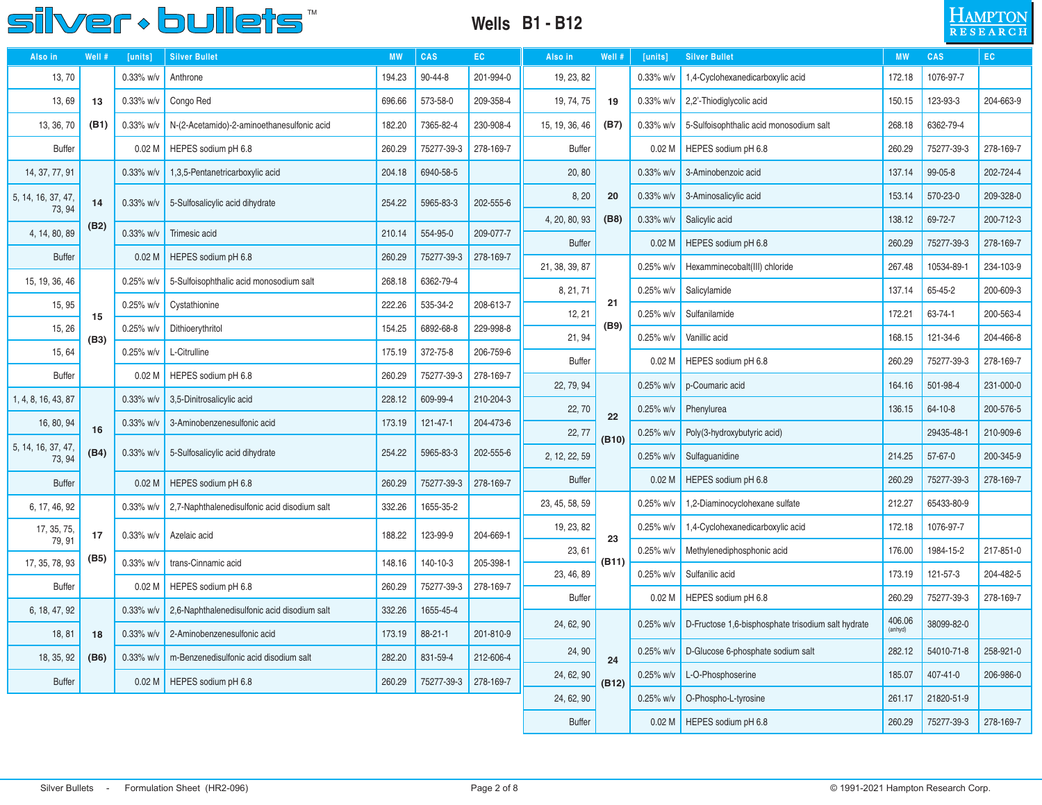# Wells B1 - B12

| Also in | Well # | [units] | Silver Bullet | MW | CAS | EC |
|---|---|---|---|---|---|---|
| 13, 70 | 13 (B1) | 0.33% w/v | Anthrone | 194.23 | 90-44-8 | 201-994-0 |
| 13, 69 | | 0.33% w/v | Congo Red | 696.66 | 573-58-0 | 209-358-4 |
| 13, 36, 70 | | 0.33% w/v | N-(2-Acetamido)-2-aminoethanesulfonic acid | 182.20 | 7365-82-4 | 230-908-4 |
| Buffer | | 0.02 M | HEPES sodium pH 6.8 | 260.29 | 75277-39-3 | 278-169-7 |
| 14, 37, 77, 91 | 14 (B2) | 0.33% w/v | 1,3,5-Pentanetricarboxylic acid | 204.18 | 6940-58-5 | |
| 5, 14, 16, 37, 47, 73, 94 | | 0.33% w/v | 5-Sulfosalicylic acid dihydrate | 254.22 | 5965-83-3 | 202-555-6 |
| 4, 14, 80, 89 | | 0.33% w/v | Trimesic acid | 210.14 | 554-95-0 | 209-077-7 |
| Buffer | | 0.02 M | HEPES sodium pH 6.8 | 260.29 | 75277-39-3 | 278-169-7 |
| 15, 19, 36, 46 | 15 (B3) | 0.25% w/v | 5-Sulfoisophthalic acid monosodium salt | 268.18 | 6362-79-4 | |
| 15, 95 | | 0.25% w/v | Cystathionine | 222.26 | 535-34-2 | 208-613-7 |
| 15, 26 | | 0.25% w/v | Dithioerythritol | 154.25 | 6892-68-8 | 229-998-8 |
| 15, 64 | | 0.25% w/v | L-Citrulline | 175.19 | 372-75-8 | 206-759-6 |
| Buffer | | 0.02 M | HEPES sodium pH 6.8 | 260.29 | 75277-39-3 | 278-169-7 |
| 1, 4, 8, 16, 43, 87 | 16 (B4) | 0.33% w/v | 3,5-Dinitrosalicylic acid | 228.12 | 609-99-4 | 210-204-3 |
| 16, 80, 94 | | 0.33% w/v | 3-Aminobenzenesulfonic acid | 173.19 | 121-47-1 | 204-473-6 |
| 5, 14, 16, 37, 47, 73, 94 | | 0.33% w/v | 5-Sulfosalicylic acid dihydrate | 254.22 | 5965-83-3 | 202-555-6 |
| Buffer | | 0.02 M | HEPES sodium pH 6.8 | 260.29 | 75277-39-3 | 278-169-7 |
| 6, 17, 46, 92 | 17 (B5) | 0.33% w/v | 2,7-Naphthalenedisulfonic acid disodium salt | 332.26 | 1655-35-2 | |
| 17, 35, 75, 79, 91 | | 0.33% w/v | Azelaic acid | 188.22 | 123-99-9 | 204-669-1 |
| 17, 35, 78, 93 | | 0.33% w/v | trans-Cinnamic acid | 148.16 | 140-10-3 | 205-398-1 |
| Buffer | | 0.02 M | HEPES sodium pH 6.8 | 260.29 | 75277-39-3 | 278-169-7 |
| 6, 18, 47, 92 | 18 (B6) | 0.33% w/v | 2,6-Naphthalenedisulfonic acid disodium salt | 332.26 | 1655-45-4 | |
| 18, 81 | | 0.33% w/v | 2-Aminobenzenesulfonic acid | 173.19 | 88-21-1 | 201-810-9 |
| 18, 35, 92 | | 0.33% w/v | m-Benzenedisulfonic acid disodium salt | 282.20 | 831-59-4 | 212-606-4 |
| Buffer | | 0.02 M | HEPES sodium pH 6.8 | 260.29 | 75277-39-3 | 278-169-7 |
| 19, 23, 82 | 19 (B7) | 0.33% w/v | 1,4-Cyclohexanedicarboxylic acid | 172.18 | 1076-97-7 | |
| 19, 74, 75 | | 0.33% w/v | 2,2'-Thiodiglycolic acid | 150.15 | 123-93-3 | 204-663-9 |
| 15, 19, 36, 46 | | 0.33% w/v | 5-Sulfoisophthalic acid monosodium salt | 268.18 | 6362-79-4 | |
| Buffer | | 0.02 M | HEPES sodium pH 6.8 | 260.29 | 75277-39-3 | 278-169-7 |
| 20, 80 | 20 (B8) | 0.33% w/v | 3-Aminobenzoic acid | 137.14 | 99-05-8 | 202-724-4 |
| 8, 20 | | 0.33% w/v | 3-Aminosalicylic acid | 153.14 | 570-23-0 | 209-328-0 |
| 4, 20, 80, 93 | | 0.33% w/v | Salicylic acid | 138.12 | 69-72-7 | 200-712-3 |
| Buffer | | 0.02 M | HEPES sodium pH 6.8 | 260.29 | 75277-39-3 | 278-169-7 |
| 21, 38, 39, 87 | 21 (B9) | 0.25% w/v | Hexamminecobalt(III) chloride | 267.48 | 10534-89-1 | 234-103-9 |
| 8, 21, 71 | | 0.25% w/v | Salicylamide | 137.14 | 65-45-2 | 200-609-3 |
| 12, 21 | | 0.25% w/v | Sulfanilamide | 172.21 | 63-74-1 | 200-563-4 |
| 21, 94 | | 0.25% w/v | Vanillic acid | 168.15 | 121-34-6 | 204-466-8 |
| Buffer | | 0.02 M | HEPES sodium pH 6.8 | 260.29 | 75277-39-3 | 278-169-7 |
| 22, 79, 94 | 22 (B10) | 0.25% w/v | p-Coumaric acid | 164.16 | 501-98-4 | 231-000-0 |
| 22, 70 | | 0.25% w/v | Phenylurea | 136.15 | 64-10-8 | 200-576-5 |
| 22, 77 | | 0.25% w/v | Poly(3-hydroxybutyric acid) | | 29435-48-1 | 210-909-6 |
| 2, 12, 22, 59 | | 0.25% w/v | Sulfaguanidine | 214.25 | 57-67-0 | 200-345-9 |
| Buffer | | 0.02 M | HEPES sodium pH 6.8 | 260.29 | 75277-39-3 | 278-169-7 |
| 23, 45, 58, 59 | 23 (B11) | 0.25% w/v | 1,2-Diaminocyclohexane sulfate | 212.27 | 65433-80-9 | |
| 19, 23, 82 | | 0.25% w/v | 1,4-Cyclohexanedicarboxylic acid | 172.18 | 1076-97-7 | |
| 23, 61 | | 0.25% w/v | Methylenediphosphonic acid | 176.00 | 1984-15-2 | 217-851-0 |
| 23, 46, 89 | | 0.25% w/v | Sulfanilic acid | 173.19 | 121-57-3 | 204-482-5 |
| Buffer | | 0.02 M | HEPES sodium pH 6.8 | 260.29 | 75277-39-3 | 278-169-7 |
| 24, 62, 90 | 24 (B12) | 0.25% w/v | D-Fructose 1,6-bisphosphate trisodium salt hydrate | 406.06 (anhyd) | 38099-82-0 | |
| 24, 90 | | 0.25% w/v | D-Glucose 6-phosphate sodium salt | 282.12 | 54010-71-8 | 258-921-0 |
| 24, 62, 90 | | 0.25% w/v | L-O-Phosphoserine | 185.07 | 407-41-0 | 206-986-0 |
| 24, 62, 90 | | 0.25% w/v | O-Phospho-L-tyrosine | 261.17 | 21820-51-9 | |
| Buffer | | 0.02 M | HEPES sodium pH 6.8 | 260.29 | 75277-39-3 | 278-169-7 |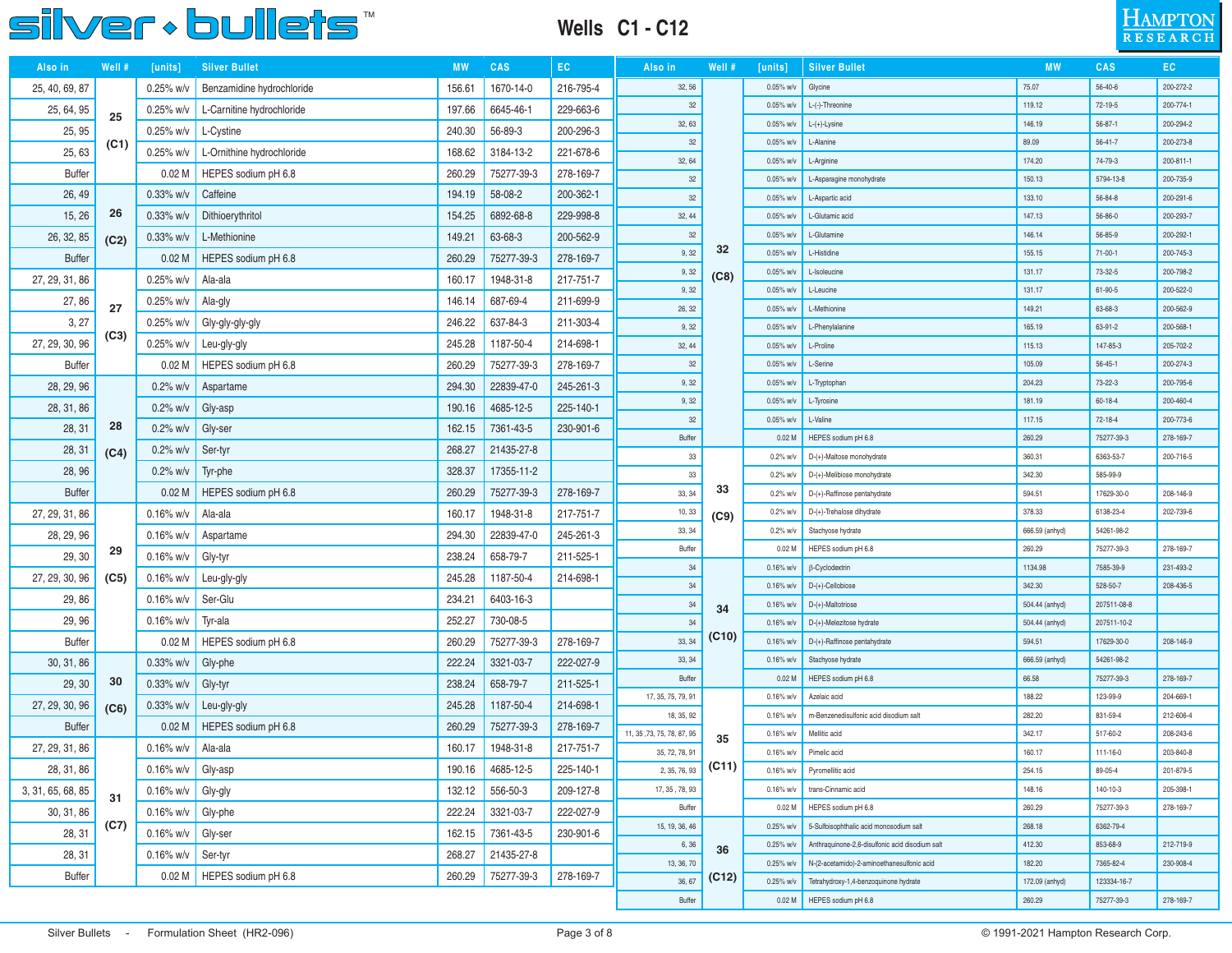# silver • bullets™

## Wells C1 - C12

| Also in | Well # | [units] | Silver Bullet | MW | CAS | EC |
|---|---|---|---|---|---|---|
| 25, 40, 69, 87 | 25 (C1) | 0.25% w/v | Benzamidine hydrochloride | 156.61 | 1670-14-0 | 216-795-4 |
| 25, 64, 95 | | 0.25% w/v | L-Carnitine hydrochloride | 197.66 | 6645-46-1 | 229-663-6 |
| 25, 95 | | 0.25% w/v | L-Cystine | 240.30 | 56-89-3 | 200-296-3 |
| 25, 63 | | 0.25% w/v | L-Ornithine hydrochloride | 168.62 | 3184-13-2 | 221-678-6 |
| Buffer | | 0.02 M | HEPES sodium pH 6.8 | 260.29 | 75277-39-3 | 278-169-7 |
| 26, 49 | 26 (C2) | 0.33% w/v | Caffeine | 194.19 | 58-08-2 | 200-362-1 |
| 15, 26 | | 0.33% w/v | Dithioerythritol | 154.25 | 6892-68-8 | 229-998-8 |
| 26, 32, 85 | | 0.33% w/v | L-Methionine | 149.21 | 63-68-3 | 200-562-9 |
| Buffer | | 0.02 M | HEPES sodium pH 6.8 | 260.29 | 75277-39-3 | 278-169-7 |
| 27, 29, 31, 86 | 27 (C3) | 0.25% w/v | Ala-ala | 160.17 | 1948-31-8 | 217-751-7 |
| 27, 86 | | 0.25% w/v | Ala-gly | 146.14 | 687-69-4 | 211-699-9 |
| 3, 27 | | 0.25% w/v | Gly-gly-gly-gly | 246.22 | 637-84-3 | 211-303-4 |
| 27, 29, 30, 96 | | 0.25% w/v | Leu-gly-gly | 245.28 | 1187-50-4 | 214-698-1 |
| Buffer | | 0.02 M | HEPES sodium pH 6.8 | 260.29 | 75277-39-3 | 278-169-7 |
| 28, 29, 96 | 28 (C4) | 0.2% w/v | Aspartame | 294.30 | 22839-47-0 | 245-261-3 |
| 28, 31, 86 | | 0.2% w/v | Gly-asp | 190.16 | 4685-12-5 | 225-140-1 |
| 28, 31 | | 0.2% w/v | Gly-ser | 162.15 | 7361-43-5 | 230-901-6 |
| 28, 31 | | 0.2% w/v | Ser-tyr | 268.27 | 21435-27-8 | |
| 28, 96 | | 0.2% w/v | Tyr-phe | 328.37 | 17355-11-2 | |
| Buffer | | 0.02 M | HEPES sodium pH 6.8 | 260.29 | 75277-39-3 | 278-169-7 |
| 27, 29, 31, 86 | 29 (C5) | 0.16% w/v | Ala-ala | 160.17 | 1948-31-8 | 217-751-7 |
| 28, 29, 96 | | 0.16% w/v | Aspartame | 294.30 | 22839-47-0 | 245-261-3 |
| 29, 30 | | 0.16% w/v | Gly-tyr | 238.24 | 658-79-7 | 211-525-1 |
| 27, 29, 30, 96 | | 0.16% w/v | Leu-gly-gly | 245.28 | 1187-50-4 | 214-698-1 |
| 29, 86 | | 0.16% w/v | Ser-Glu | 234.21 | 6403-16-3 | |
| 29, 96 | | 0.16% w/v | Tyr-ala | 252.27 | 730-08-5 | |
| Buffer | | 0.02 M | HEPES sodium pH 6.8 | 260.29 | 75277-39-3 | 278-169-7 |
| 30, 31, 86 | 30 (C6) | 0.33% w/v | Gly-phe | 222.24 | 3321-03-7 | 222-027-9 |
| 29, 30 | | 0.33% w/v | Gly-tyr | 238.24 | 658-79-7 | 211-525-1 |
| 27, 29, 30, 96 | | 0.33% w/v | Leu-gly-gly | 245.28 | 1187-50-4 | 214-698-1 |
| Buffer | | 0.02 M | HEPES sodium pH 6.8 | 260.29 | 75277-39-3 | 278-169-7 |
| 27, 29, 31, 86 | 31 (C7) | 0.16% w/v | Ala-ala | 160.17 | 1948-31-8 | 217-751-7 |
| 28, 31, 86 | | 0.16% w/v | Gly-asp | 190.16 | 4685-12-5 | 225-140-1 |
| 3, 31, 65, 68, 85 | | 0.16% w/v | Gly-gly | 132.12 | 556-50-3 | 209-127-8 |
| 30, 31, 86 | | 0.16% w/v | Gly-phe | 222.24 | 3321-03-7 | 222-027-9 |
| 28, 31 | | 0.16% w/v | Gly-ser | 162.15 | 7361-43-5 | 230-901-6 |
| 28, 31 | | 0.16% w/v | Ser-tyr | 268.27 | 21435-27-8 | |
| Buffer | | 0.02 M | HEPES sodium pH 6.8 | 260.29 | 75277-39-3 | 278-169-7 |

| Also in | Well # | [units] | Silver Bullet | MW | CAS | EC |
|---|---|---|---|---|---|---|
| 32, 56 | 32 (C8) | 0.05% w/v | Glycine | 75.07 | 56-40-6 | 200-272-2 |
| 32 | | 0.05% w/v | L-(-)-Threonine | 119.12 | 72-19-5 | 200-774-1 |
| 32, 63 | | 0.05% w/v | L-(+)-Lysine | 146.19 | 56-87-1 | 200-294-2 |
| 32 | | 0.05% w/v | L-Alanine | 89.09 | 56-41-7 | 200-273-8 |
| 32, 64 | | 0.05% w/v | L-Arginine | 174.20 | 74-79-3 | 200-811-1 |
| 32 | | 0.05% w/v | L-Asparagine monohydrate | 150.13 | 5794-13-8 | 200-735-9 |
| 32 | | 0.05% w/v | L-Aspartic acid | 133.10 | 56-84-8 | 200-291-6 |
| 32, 44 | | 0.05% w/v | L-Glutamic acid | 147.13 | 56-86-0 | 200-293-7 |
| 32 | | 0.05% w/v | L-Glutamine | 146.14 | 56-85-9 | 200-292-1 |
| 9, 32 | | 0.05% w/v | L-Histidine | 155.15 | 71-00-1 | 200-745-3 |
| 9, 32 | | 0.05% w/v | L-Isoleucine | 131.17 | 73-32-5 | 200-798-2 |
| 9, 32 | | 0.05% w/v | L-Leucine | 131.17 | 61-90-5 | 200-522-0 |
| 26, 32 | | 0.05% w/v | L-Methionine | 149.21 | 63-68-3 | 200-562-9 |
| 9, 32 | | 0.05% w/v | L-Phenylalanine | 165.19 | 63-91-2 | 200-568-1 |
| 32, 44 | | 0.05% w/v | L-Proline | 115.13 | 147-85-3 | 205-702-2 |
| 32 | | 0.05% w/v | L-Serine | 105.09 | 56-45-1 | 200-274-3 |
| 9, 32 | | 0.05% w/v | L-Tryptophan | 204.23 | 73-22-3 | 200-795-6 |
| 9, 32 | | 0.05% w/v | L-Tyrosine | 181.19 | 60-18-4 | 200-460-4 |
| 32 | | 0.05% w/v | L-Valine | 117.15 | 72-18-4 | 200-773-6 |
| Buffer | | 0.02 M | HEPES sodium pH 6.8 | 260.29 | 75277-39-3 | 278-169-7 |
| 33 | 33 (C9) | 0.2% w/v | D-(+)-Maltose monohydrate | 360.31 | 6363-53-7 | 200-716-5 |
| 33 | | 0.2% w/v | D-(+)-Melibiose monohydrate | 342.30 | 585-99-9 | |
| 33, 34 | | 0.2% w/v | D-(+)-Raffinose pentahydrate | 594.51 | 17629-30-0 | 208-146-9 |
| 10, 33 | | 0.2% w/v | D-(+)-Trehalose dihydrate | 378.33 | 6138-23-4 | 202-739-6 |
| 33, 34 | | 0.2% w/v | Stachyose hydrate | 666.59 (anhyd) | 54261-98-2 | |
| Buffer | | 0.02 M | HEPES sodium pH 6.8 | 260.29 | 75277-39-3 | 278-169-7 |
| 34 | 34 (C10) | 0.16% w/v | β-Cyclodextrin | 1134.98 | 7585-39-9 | 231-493-2 |
| 34 | | 0.16% w/v | D-(+)-Cellobiose | 342.30 | 528-50-7 | 208-436-5 |
| 34 | | 0.16% w/v | D-(+)-Maltotriose | 504.44 (anhyd) | 207511-08-8 | |
| 34 | | 0.16% w/v | D-(+)-Melezitose hydrate | 504.44 (anhyd) | 207511-10-2 | |
| 33, 34 | | 0.16% w/v | D-(+)-Raffinose pentahydrate | 594.51 | 17629-30-0 | 208-146-9 |
| 33, 34 | | 0.16% w/v | Stachyose hydrate | 666.59 (anhyd) | 54261-98-2 | |
| Buffer | | 0.02 M | HEPES sodium pH 6.8 | 66.58 | 75277-39-3 | 278-169-7 |
| 17, 35, 75, 79, 91 | 35 (C11) | 0.16% w/v | Azelaic acid | 188.22 | 123-99-9 | 204-669-1 |
| 18, 35, 92 | | 0.16% w/v | m-Benzenedisulfonic acid disodium salt | 282.20 | 831-59-4 | 212-606-4 |
| 11, 35 ,73, 75, 78, 87, 95 | | 0.16% w/v | Mellitic acid | 342.17 | 517-60-2 | 208-243-6 |
| 35, 72, 78, 91 | | 0.16% w/v | Pimelic acid | 160.17 | 111-16-0 | 203-840-8 |
| 2, 35, 76, 93 | | 0.16% w/v | Pyromellitic acid | 254.15 | 89-05-4 | 201-879-5 |
| 17, 35 , 78, 93 | | 0.16% w/v | trans-Cinnamic acid | 148.16 | 140-10-3 | 205-398-1 |
| Buffer | | 0.02 M | HEPES sodium pH 6.8 | 260.29 | 75277-39-3 | 278-169-7 |
| 15, 19, 36, 46 | 36 (C12) | 0.25% w/v | 5-Sulfoisophthalic acid monosodium salt | 268.18 | 6362-79-4 | |
| 6, 36 | | 0.25% w/v | Anthraquinone-2,6-disulfonic acid disodium salt | 412.30 | 853-68-9 | 212-719-9 |
| 13, 36, 70 | | 0.25% w/v | N-(2-acetamido)-2-aminoethanesulfonic acid | 182.20 | 7365-82-4 | 230-908-4 |
| 36, 67 | | 0.25% w/v | Tetrahydroxy-1,4-benzoquinone hydrate | 172.09 (anhyd) | 123334-16-7 | |
| Buffer | | 0.02 M | HEPES sodium pH 6.8 | 260.29 | 75277-39-3 | 278-169-7 |

Silver Bullets - Formulation Sheet (HR2-096)

© 1991-2021 Hampton Research Corp.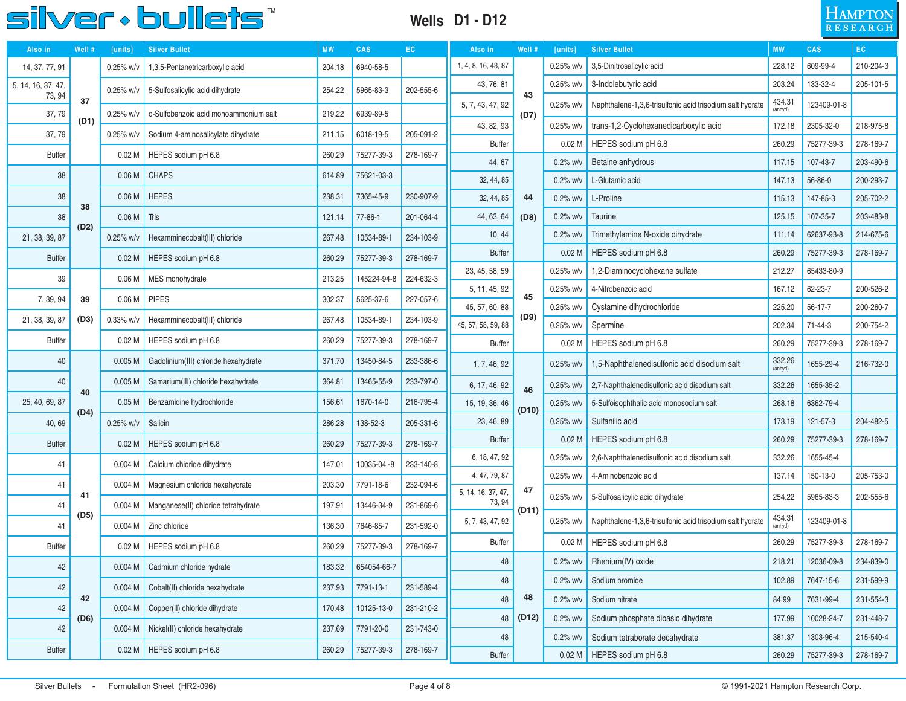# Wells D1 - D12

| Also in | Well # | [units] | Silver Bullet | MW | CAS | EC |
|---|---|---|---|---|---|---|
| 14, 37, 77, 91 | 37 (D1) | 0.25% w/v | 1,3,5-Pentanetricarboxylic acid | 204.18 | 6940-58-5 | |
| 5, 14, 16, 37, 47, 73, 94 | | 0.25% w/v | 5-Sulfosalicylic acid dihydrate | 254.22 | 5965-83-3 | 202-555-6 |
| 37, 79 | | 0.25% w/v | o-Sulfobenzoic acid monoammonium salt | 219.22 | 6939-89-5 | |
| 37, 79 | | 0.25% w/v | Sodium 4-aminosalicylate dihydrate | 211.15 | 6018-19-5 | 205-091-2 |
| Buffer | | 0.02 M | HEPES sodium pH 6.8 | 260.29 | 75277-39-3 | 278-169-7 |
| 38 | 38 (D2) | 0.06 M | CHAPS | 614.89 | 75621-03-3 | |
| 38 | | 0.06 M | HEPES | 238.31 | 7365-45-9 | 230-907-9 |
| 38 | | 0.06 M | Tris | 121.14 | 77-86-1 | 201-064-4 |
| 21, 38, 39, 87 | | 0.25% w/v | Hexamminecobalt(III) chloride | 267.48 | 10534-89-1 | 234-103-9 |
| Buffer | | 0.02 M | HEPES sodium pH 6.8 | 260.29 | 75277-39-3 | 278-169-7 |
| 39 | 39 (D3) | 0.06 M | MES monohydrate | 213.25 | 145224-94-8 | 224-632-3 |
| 7, 39, 94 | | 0.06 M | PIPES | 302.37 | 5625-37-6 | 227-057-6 |
| 21, 38, 39, 87 | | 0.33% w/v | Hexamminecobalt(III) chloride | 267.48 | 10534-89-1 | 234-103-9 |
| Buffer | | 0.02 M | HEPES sodium pH 6.8 | 260.29 | 75277-39-3 | 278-169-7 |
| 40 | 40 (D4) | 0.005 M | Gadolinium(III) chloride hexahydrate | 371.70 | 13450-84-5 | 233-386-6 |
| 40 | | 0.005 M | Samarium(III) chloride hexahydrate | 364.81 | 13465-55-9 | 233-797-0 |
| 25, 40, 69, 87 | | 0.05 M | Benzamidine hydrochloride | 156.61 | 1670-14-0 | 216-795-4 |
| 40, 69 | | 0.25% w/v | Salicin | 286.28 | 138-52-3 | 205-331-6 |
| Buffer | | 0.02 M | HEPES sodium pH 6.8 | 260.29 | 75277-39-3 | 278-169-7 |
| 41 | 41 (D5) | 0.004 M | Calcium chloride dihydrate | 147.01 | 10035-04 -8 | 233-140-8 |
| 41 | | 0.004 M | Magnesium chloride hexahydrate | 203.30 | 7791-18-6 | 232-094-6 |
| 41 | | 0.004 M | Manganese(II) chloride tetrahydrate | 197.91 | 13446-34-9 | 231-869-6 |
| 41 | | 0.004 M | Zinc chloride | 136.30 | 7646-85-7 | 231-592-0 |
| Buffer | | 0.02 M | HEPES sodium pH 6.8 | 260.29 | 75277-39-3 | 278-169-7 |
| 42 | 42 (D6) | 0.004 M | Cadmium chloride hydrate | 183.32 | 654054-66-7 | |
| 42 | | 0.004 M | Cobalt(II) chloride hexahydrate | 237.93 | 7791-13-1 | 231-589-4 |
| 42 | | 0.004 M | Copper(II) chloride dihydrate | 170.48 | 10125-13-0 | 231-210-2 |
| 42 | | 0.004 M | Nickel(II) chloride hexahydrate | 237.69 | 7791-20-0 | 231-743-0 |
| Buffer | | 0.02 M | HEPES sodium pH 6.8 | 260.29 | 75277-39-3 | 278-169-7 |
| 1, 4, 8, 16, 43, 87 | 43 (D7) | 0.25% w/v | 3,5-Dinitrosalicylic acid | 228.12 | 609-99-4 | 210-204-3 |
| 43, 76, 81 | | 0.25% w/v | 3-Indolebutyric acid | 203.24 | 133-32-4 | 205-101-5 |
| 5, 7, 43, 47, 92 | | 0.25% w/v | Naphthalene-1,3,6-trisulfonic acid trisodium salt hydrate | 434.31 (anhyd) | 123409-01-8 | |
| 43, 82, 93 | | 0.25% w/v | trans-1,2-Cyclohexanedicarboxylic acid | 172.18 | 2305-32-0 | 218-975-8 |
| Buffer | | 0.02 M | HEPES sodium pH 6.8 | 260.29 | 75277-39-3 | 278-169-7 |
| 44, 67 | 44 (D8) | 0.2% w/v | Betaine anhydrous | 117.15 | 107-43-7 | 203-490-6 |
| 32, 44, 85 | | 0.2% w/v | L-Glutamic acid | 147.13 | 56-86-0 | 200-293-7 |
| 32, 44, 85 | | 0.2% w/v | L-Proline | 115.13 | 147-85-3 | 205-702-2 |
| 44, 63, 64 | | 0.2% w/v | Taurine | 125.15 | 107-35-7 | 203-483-8 |
| 10, 44 | | 0.2% w/v | Trimethylamine N-oxide dihydrate | 111.14 | 62637-93-8 | 214-675-6 |
| Buffer | | 0.02 M | HEPES sodium pH 6.8 | 260.29 | 75277-39-3 | 278-169-7 |
| 23, 45, 58, 59 | 45 (D9) | 0.25% w/v | 1,2-Diaminocyclohexane sulfate | 212.27 | 65433-80-9 | |
| 5, 11, 45, 92 | | 0.25% w/v | 4-Nitrobenzoic acid | 167.12 | 62-23-7 | 200-526-2 |
| 45, 57, 60, 88 | | 0.25% w/v | Cystamine dihydrochloride | 225.20 | 56-17-7 | 200-260-7 |
| 45, 57, 58, 59, 88 | | 0.25% w/v | Spermine | 202.34 | 71-44-3 | 200-754-2 |
| Buffer | | 0.02 M | HEPES sodium pH 6.8 | 260.29 | 75277-39-3 | 278-169-7 |
| 1, 7, 46, 92 | 46 (D10) | 0.25% w/v | 1,5-Naphthalenedisulfonic acid disodium salt | 332.26 (anhyd) | 1655-29-4 | 216-732-0 |
| 6, 17, 46, 92 | | 0.25% w/v | 2,7-Naphthalenedisulfonic acid disodium salt | 332.26 | 1655-35-2 | |
| 15, 19, 36, 46 | | 0.25% w/v | 5-Sulfoisophthalic acid monosodium salt | 268.18 | 6362-79-4 | |
| 23, 46, 89 | | 0.25% w/v | Sulfanilic acid | 173.19 | 121-57-3 | 204-482-5 |
| Buffer | | 0.02 M | HEPES sodium pH 6.8 | 260.29 | 75277-39-3 | 278-169-7 |
| 6, 18, 47, 92 | 47 (D11) | 0.25% w/v | 2,6-Naphthalenedisulfonic acid disodium salt | 332.26 | 1655-45-4 | |
| 4, 47, 79, 87 | | 0.25% w/v | 4-Aminobenzoic acid | 137.14 | 150-13-0 | 205-753-0 |
| 5, 14, 16, 37, 47, 73, 94 | | 0.25% w/v | 5-Sulfosalicylic acid dihydrate | 254.22 | 5965-83-3 | 202-555-6 |
| 5, 7, 43, 47, 92 | | 0.25% w/v | Naphthalene-1,3,6-trisulfonic acid trisodium salt hydrate | 434.31 (anhyd) | 123409-01-8 | |
| Buffer | | 0.02 M | HEPES sodium pH 6.8 | 260.29 | 75277-39-3 | 278-169-7 |
| 48 | 48 (D12) | 0.2% w/v | Rhenium(IV) oxide | 218.21 | 12036-09-8 | 234-839-0 |
| 48 | | 0.2% w/v | Sodium bromide | 102.89 | 7647-15-6 | 231-599-9 |
| 48 | | 0.2% w/v | Sodium nitrate | 84.99 | 7631-99-4 | 231-554-3 |
| 48 | | 0.2% w/v | Sodium phosphate dibasic dihydrate | 177.99 | 10028-24-7 | 231-448-7 |
| 48 | | 0.2% w/v | Sodium tetraborate decahydrate | 381.37 | 1303-96-4 | 215-540-4 |
| Buffer | | 0.02 M | HEPES sodium pH 6.8 | 260.29 | 75277-39-3 | 278-169-7 |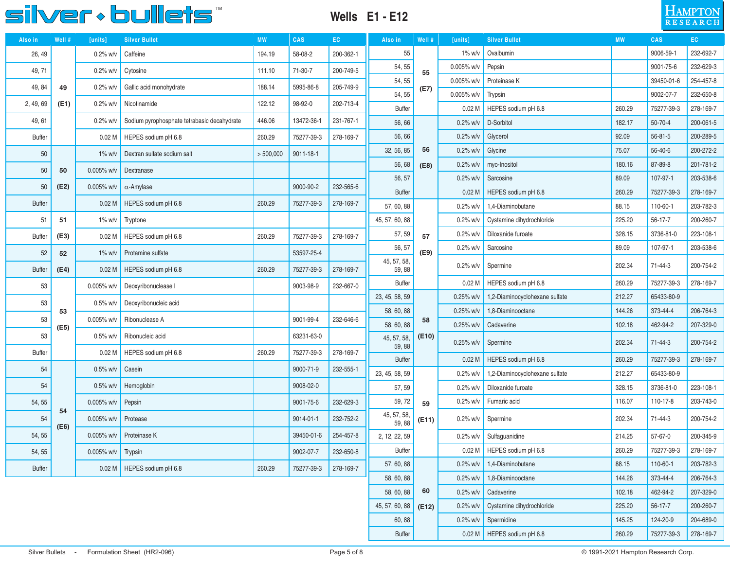# Wells E1 - E12

| Also in | Well # | [units] | Silver Bullet | MW | CAS | EC |
|---|---|---|---|---|---|---|
| 26, 49 | 49 (E1) | 0.2% w/v | Caffeine | 194.19 | 58-08-2 | 200-362-1 |
| 49, 71 | | 0.2% w/v | Cytosine | 111.10 | 71-30-7 | 200-749-5 |
| 49, 84 | | 0.2% w/v | Gallic acid monohydrate | 188.14 | 5995-86-8 | 205-749-9 |
| 2, 49, 69 | | 0.2% w/v | Nicotinamide | 122.12 | 98-92-0 | 202-713-4 |
| 49, 61 | | 0.2% w/v | Sodium pyrophosphate tetrabasic decahydrate | 446.06 | 13472-36-1 | 231-767-1 |
| Buffer | | 0.02 M | HEPES sodium pH 6.8 | 260.29 | 75277-39-3 | 278-169-7 |
| 50 | 50 (E2) | 1% w/v | Dextran sulfate sodium salt | > 500,000 | 9011-18-1 | |
| 50 | | 0.005% w/v | Dextranase | | | |
| 50 | | 0.005% w/v | α-Amylase | | 9000-90-2 | 232-565-6 |
| Buffer | | 0.02 M | HEPES sodium pH 6.8 | 260.29 | 75277-39-3 | 278-169-7 |
| 51 | 51 (E3) | 1% w/v | Tryptone | | | |
| Buffer | | 0.02 M | HEPES sodium pH 6.8 | 260.29 | 75277-39-3 | 278-169-7 |
| 52 | 52 (E4) | 1% w/v | Protamine sulfate | | 53597-25-4 | |
| Buffer | | 0.02 M | HEPES sodium pH 6.8 | 260.29 | 75277-39-3 | 278-169-7 |
| 53 | 53 (E5) | 0.005% w/v | Deoxyribonuclease I | | 9003-98-9 | 232-667-0 |
| 53 | | 0.5% w/v | Deoxyribonucleic acid | | | |
| 53 | | 0.005% w/v | Ribonuclease A | | 9001-99-4 | 232-646-6 |
| 53 | | 0.5% w/v | Ribonucleic acid | | 63231-63-0 | |
| Buffer | | 0.02 M | HEPES sodium pH 6.8 | 260.29 | 75277-39-3 | 278-169-7 |
| 54 | 54 (E6) | 0.5% w/v | Casein | | 9000-71-9 | 232-555-1 |
| 54 | | 0.5% w/v | Hemoglobin | | 9008-02-0 | |
| 54, 55 | | 0.005% w/v | Pepsin | | 9001-75-6 | 232-629-3 |
| 54 | | 0.005% w/v | Protease | | 9014-01-1 | 232-752-2 |
| 54, 55 | | 0.005% w/v | Proteinase K | | 39450-01-6 | 254-457-8 |
| 54, 55 | | 0.005% w/v | Trypsin | | 9002-07-7 | 232-650-8 |
| Buffer | | 0.02 M | HEPES sodium pH 6.8 | 260.29 | 75277-39-3 | 278-169-7 |
| 55 | 55 (E7) | 1% w/v | Ovalbumin | | 9006-59-1 | 232-692-7 |
| 54, 55 | | 0.005% w/v | Pepsin | | 9001-75-6 | 232-629-3 |
| 54, 55 | | 0.005% w/v | Proteinase K | | 39450-01-6 | 254-457-8 |
| 54, 55 | | 0.005% w/v | Trypsin | | 9002-07-7 | 232-650-8 |
| Buffer | | 0.02 M | HEPES sodium pH 6.8 | 260.29 | 75277-39-3 | 278-169-7 |
| 56, 66 | 56 (E8) | 0.2% w/v | D-Sorbitol | 182.17 | 50-70-4 | 200-061-5 |
| 56, 66 | | 0.2% w/v | Glycerol | 92.09 | 56-81-5 | 200-289-5 |
| 32, 56, 85 | | 0.2% w/v | Glycine | 75.07 | 56-40-6 | 200-272-2 |
| 56, 68 | | 0.2% w/v | myo-Inositol | 180.16 | 87-89-8 | 201-781-2 |
| 56, 57 | | 0.2% w/v | Sarcosine | 89.09 | 107-97-1 | 203-538-6 |
| Buffer | | 0.02 M | HEPES sodium pH 6.8 | 260.29 | 75277-39-3 | 278-169-7 |
| 57, 60, 88 | 57 (E9) | 0.2% w/v | 1,4-Diaminobutane | 88.15 | 110-60-1 | 203-782-3 |
| 45, 57, 60, 88 | | 0.2% w/v | Cystamine dihydrochloride | 225.20 | 56-17-7 | 200-260-7 |
| 57, 59 | | 0.2% w/v | Diloxanide furoate | 328.15 | 3736-81-0 | 223-108-1 |
| 56, 57 | | 0.2% w/v | Sarcosine | 89.09 | 107-97-1 | 203-538-6 |
| 45, 57, 58, 59, 88 | | 0.2% w/v | Spermine | 202.34 | 71-44-3 | 200-754-2 |
| Buffer | | 0.02 M | HEPES sodium pH 6.8 | 260.29 | 75277-39-3 | 278-169-7 |
| 23, 45, 58, 59 | 58 (E10) | 0.25% w/v | 1,2-Diaminocyclohexane sulfate | 212.27 | 65433-80-9 | |
| 58, 60, 88 | | 0.25% w/v | 1,8-Diaminooctane | 144.26 | 373-44-4 | 206-764-3 |
| 58, 60, 88 | | 0.25% w/v | Cadaverine | 102.18 | 462-94-2 | 207-329-0 |
| 45, 57, 58, 59, 88 | | 0.25% w/v | Spermine | 202.34 | 71-44-3 | 200-754-2 |
| Buffer | | 0.02 M | HEPES sodium pH 6.8 | 260.29 | 75277-39-3 | 278-169-7 |
| 23, 45, 58, 59 | 59 (E11) | 0.2% w/v | 1,2-Diaminocyclohexane sulfate | 212.27 | 65433-80-9 | |
| 57, 59 | | 0.2% w/v | Diloxanide furoate | 328.15 | 3736-81-0 | 223-108-1 |
| 59, 72 | | 0.2% w/v | Fumaric acid | 116.07 | 110-17-8 | 203-743-0 |
| 45, 57, 58, 59, 88 | | 0.2% w/v | Spermine | 202.34 | 71-44-3 | 200-754-2 |
| 2, 12, 22, 59 | | 0.2% w/v | Sulfaguanidine | 214.25 | 57-67-0 | 200-345-9 |
| Buffer | | 0.02 M | HEPES sodium pH 6.8 | 260.29 | 75277-39-3 | 278-169-7 |
| 57, 60, 88 | 60 (E12) | 0.2% w/v | 1,4-Diaminobutane | 88.15 | 110-60-1 | 203-782-3 |
| 58, 60, 88 | | 0.2% w/v | 1,8-Diaminooctane | 144.26 | 373-44-4 | 206-764-3 |
| 58, 60, 88 | | 0.2% w/v | Cadaverine | 102.18 | 462-94-2 | 207-329-0 |
| 45, 57, 60, 88 | | 0.2% w/v | Cystamine dihydrochloride | 225.20 | 56-17-7 | 200-260-7 |
| 60, 88 | | 0.2% w/v | Spermidine | 145.25 | 124-20-9 | 204-689-0 |
| Buffer | | 0.02 M | HEPES sodium pH 6.8 | 260.29 | 75277-39-3 | 278-169-7 |

Silver Bullets - Formulation Sheet (HR2-096)

© 1991-2021 Hampton Research Corp.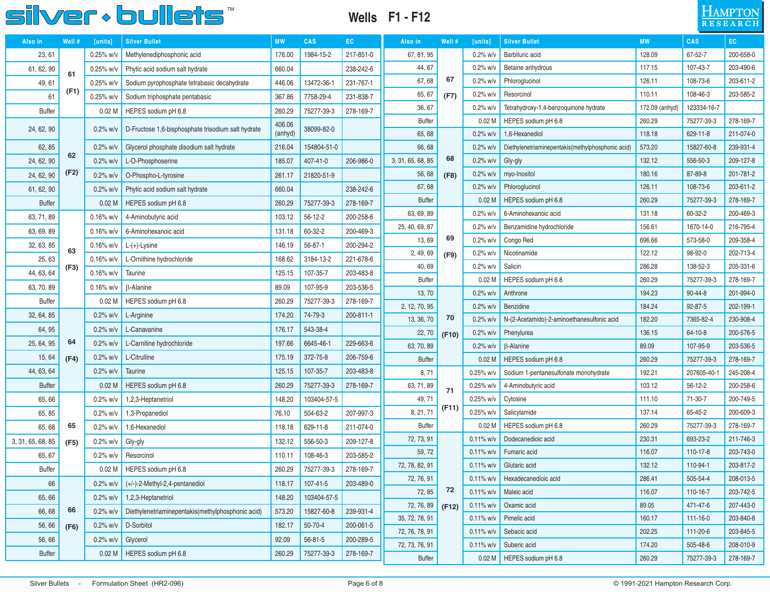# Wells F1 - F12

| Also in | Well # | [units] | Silver Bullet | MW | CAS | EC |
|---|---|---|---|---|---|---|
| 23, 61 | 61 (F1) | 0.25% w/v | Methylenediphosphonic acid | 176.00 | 1984-15-2 | 217-851-0 |
| 61, 62, 90 | | 0.25% w/v | Phytic acid sodium salt hydrate | 660.04 | | 238-242-6 |
| 49, 61 | | 0.25% w/v | Sodium pyrophosphate tetrabasic decahydrate | 446.06 | 13472-36-1 | 231-767-1 |
| 61 | | 0.25% w/v | Sodium triphosphate pentabasic | 367.86 | 7758-29-4 | 231-838-7 |
| Buffer | | 0.02 M | HEPES sodium pH 6.8 | 260.29 | 75277-39-3 | 278-169-7 |
| 24, 62, 90 | 62 (F2) | 0.2% w/v | D-Fructose 1,6-bisphosphate trisodium salt hydrate | 406.06 (anhyd) | 38099-82-0 | |
| 62, 85 | | 0.2% w/v | Glycerol phosphate disodium salt hydrate | 216.04 | 154804-51-0 | |
| 24, 62, 90 | | 0.2% w/v | L-O-Phosphoserine | 185.07 | 407-41-0 | 206-986-0 |
| 24, 62, 90 | | 0.2% w/v | O-Phospho-L-tyrosine | 261.17 | 21820-51-9 | |
| 61, 62, 90 | | 0.2% w/v | Phytic acid sodium salt hydrate | 660.04 | | 238-242-6 |
| Buffer | | 0.02 M | HEPES sodium pH 6.8 | 260.29 | 75277-39-3 | 278-169-7 |
| 63, 71, 89 | 63 (F3) | 0.16% w/v | 4-Aminobutyric acid | 103.12 | 56-12-2 | 200-258-6 |
| 63, 69, 89 | | 0.16% w/v | 6-Aminohexanoic acid | 131.18 | 60-32-2 | 200-469-3 |
| 32, 63, 85 | | 0.16% w/v | L-(+)-Lysine | 146.19 | 56-87-1 | 200-294-2 |
| 25, 63 | | 0.16% w/v | L-Ornithine hydrochloride | 168.62 | 3184-13-2 | 221-678-6 |
| 44, 63, 64 | | 0.16% w/v | Taurine | 125.15 | 107-35-7 | 203-483-8 |
| 63, 70, 89 | | 0.16% w/v | β-Alanine | 89.09 | 107-95-9 | 203-536-5 |
| Buffer | | 0.02 M | HEPES sodium pH 6.8 | 260.29 | 75277-39-3 | 278-169-7 |
| 32, 64, 85 | 64 (F4) | 0.2% w/v | L-Arginine | 174.20 | 74-79-3 | 200-811-1 |
| 64, 95 | | 0.2% w/v | L-Canavanine | 176.17 | 543-38-4 | |
| 25, 64, 95 | | 0.2% w/v | L-Carnitine hydrochloride | 197.66 | 6645-46-1 | 229-663-6 |
| 15, 64 | | 0.2% w/v | L-Citrulline | 175.19 | 372-75-8 | 206-759-6 |
| 44, 63, 64 | | 0.2% w/v | Taurine | 125.15 | 107-35-7 | 203-483-8 |
| Buffer | | 0.02 M | HEPES sodium pH 6.8 | 260.29 | 75277-39-3 | 278-169-7 |
| 65, 66 | 65 (F5) | 0.2% w/v | 1,2,3-Heptanetriol | 148.20 | 103404-57-5 | |
| 65, 85 | | 0.2% w/v | 1,3-Propanediol | 76.10 | 504-63-2 | 207-997-3 |
| 65, 68 | | 0.2% w/v | 1,6-Hexanediol | 118.18 | 629-11-8 | 211-074-0 |
| 3, 31, 65, 68, 85 | | 0.2% w/v | Gly-gly | 132.12 | 556-50-3 | 209-127-8 |
| 65, 67 | | 0.2% w/v | Resorcinol | 110.11 | 108-46-3 | 203-585-2 |
| Buffer | | 0.02 M | HEPES sodium pH 6.8 | 260.29 | 75277-39-3 | 278-169-7 |
| 66 | 66 (F6) | 0.2% w/v | (+/-)-2-Methyl-2,4-pentanediol | 118.17 | 107-41-5 | 203-489-0 |
| 65, 66 | | 0.2% w/v | 1,2,3-Heptanetriol | 148.20 | 103404-57-5 | |
| 66, 68 | | 0.2% w/v | Diethylenetriaminepentakis(methylphosphonic acid) | 573.20 | 15827-60-8 | 239-931-4 |
| 56, 66 | | 0.2% w/v | D-Sorbitol | 182.17 | 50-70-4 | 200-061-5 |
| 56, 66 | | 0.2% w/v | Glycerol | 92.09 | 56-81-5 | 200-289-5 |
| Buffer | | 0.02 M | HEPES sodium pH 6.8 | 260.29 | 75277-39-3 | 278-169-7 |
| 67, 81, 95 | 67 (F7) | 0.2% w/v | Barbituric acid | 128.09 | 67-52-7 | 200-658-0 |
| 44, 67 | | 0.2% w/v | Betaine anhydrous | 117.15 | 107-43-7 | 203-490-6 |
| 67, 68 | | 0.2% w/v | Phloroglucinol | 126.11 | 108-73-6 | 203-611-2 |
| 65, 67 | | 0.2% w/v | Resorcinol | 110.11 | 108-46-3 | 203-585-2 |
| 36, 67 | | 0.2% w/v | Tetrahydroxy-1,4-benzoquinone hydrate | 172.09 (anhyd) | 123334-16-7 | |
| Buffer | | 0.02 M | HEPES sodium pH 6.8 | 260.29 | 75277-39-3 | 278-169-7 |
| 65, 68 | 68 (F8) | 0.2% w/v | 1,6-Hexanediol | 118.18 | 629-11-8 | 211-074-0 |
| 66, 68 | | 0.2% w/v | Diethylenetriaminepentakis(methylphosphonic acid) | 573.20 | 15827-60-8 | 239-931-4 |
| 3, 31, 65, 68, 85 | | 0.2% w/v | Gly-gly | 132.12 | 556-50-3 | 209-127-8 |
| 56, 68 | | 0.2% w/v | myo-Inositol | 180.16 | 87-89-8 | 201-781-2 |
| 67, 68 | | 0.2% w/v | Phloroglucinol | 126.11 | 108-73-6 | 203-611-2 |
| Buffer | | 0.02 M | HEPES sodium pH 6.8 | 260.29 | 75277-39-3 | 278-169-7 |
| 63, 69, 89 | 69 (F9) | 0.2% w/v | 6-Aminohexanoic acid | 131.18 | 60-32-2 | 200-469-3 |
| 25, 40, 69, 87 | | 0.2% w/v | Benzamidine hydrochloride | 156.61 | 1670-14-0 | 216-795-4 |
| 13, 69 | | 0.2% w/v | Congo Red | 696.66 | 573-58-0 | 209-358-4 |
| 2, 49, 69 | | 0.2% w/v | Nicotinamide | 122.12 | 98-92-0 | 202-713-4 |
| 40, 69 | | 0.2% w/v | Salicin | 286.28 | 138-52-3 | 205-331-6 |
| Buffer | | 0.02 M | HEPES sodium pH 6.8 | 260.29 | 75277-39-3 | 278-169-7 |
| 13, 70 | 70 (F10) | 0.2% w/v | Anthrone | 194.23 | 90-44-8 | 201-994-0 |
| 2, 12, 70, 95 | | 0.2% w/v | Benzidine | 184.24 | 92-87-5 | 202-199-1 |
| 13, 36, 70 | | 0.2% w/v | N-(2-Acetamido)-2-aminoethanesulfonic acid | 182.20 | 7365-82-4 | 230-908-4 |
| 22, 70 | | 0.2% w/v | Phenylurea | 136.15 | 64-10-8 | 200-576-5 |
| 63, 70, 89 | | 0.2% w/v | β-Alanine | 89.09 | 107-95-9 | 203-536-5 |
| Buffer | | 0.02 M | HEPES sodium pH 6.8 | 260.29 | 75277-39-3 | 278-169-7 |
| 8, 71 | 71 (F11) | 0.25% w/v | Sodium 1-pentanesulfonate monohydrate | 192.21 | 207605-40-1 | 245-208-4 |
| 63, 71, 89 | | 0.25% w/v | 4-Aminobutyric acid | 103.12 | 56-12-2 | 200-258-6 |
| 49, 71 | | 0.25% w/v | Cytosine | 111.10 | 71-30-7 | 200-749-5 |
| 8, 21, 71 | | 0.25% w/v | Salicylamide | 137.14 | 65-45-2 | 200-609-3 |
| Buffer | | 0.02 M | HEPES sodium pH 6.8 | 260.29 | 75277-39-3 | 278-169-7 |
| 72, 73, 91 | 72 (F12) | 0.11% w/v | Dodecanedioic acid | 230.31 | 693-23-2 | 211-746-3 |
| 59, 72 | | 0.11% w/v | Fumaric acid | 116.07 | 110-17-8 | 203-743-0 |
| 72, 78, 82, 91 | | 0.11% w/v | Glutaric acid | 132.12 | 110-94-1 | 203-817-2 |
| 72, 76, 91 | | 0.11% w/v | Hexadecanedioic acid | 286.41 | 505-54-4 | 208-013-5 |
| 72, 85 | | 0.11% w/v | Maleic acid | 116.07 | 110-16-7 | 203-742-5 |
| 72, 76, 89 | | 0.11% w/v | Oxamic acid | 89.05 | 471-47-6 | 207-443-0 |
| 35, 72, 78, 91 | | 0.11% w/v | Pimelic acid | 160.17 | 111-16-0 | 203-840-8 |
| 72, 76, 78, 91 | | 0.11% w/v | Sebacic acid | 202.25 | 111-20-6 | 203-845-5 |
| 72, 73, 76, 91 | | 0.11% w/v | Suberic acid | 174.20 | 505-48-6 | 208-010-9 |
| Buffer | | 0.02 M | HEPES sodium pH 6.8 | 260.29 | 75277-39-3 | 278-169-7 |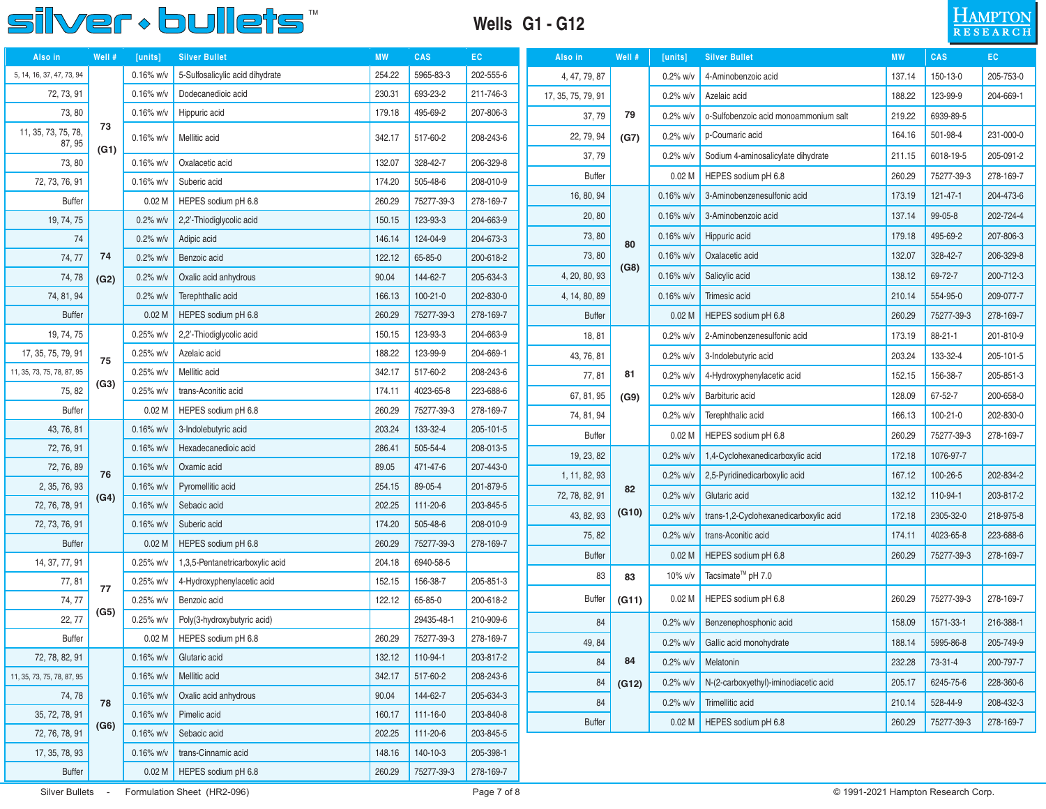# Wells G1 - G12

| Also in | Well # | [units] | Silver Bullet | MW | CAS | EC |
|---|---|---|---|---|---|---|
| 5, 14, 16, 37, 47, 73, 94 | 73 (G1) | 0.16% w/v | 5-Sulfosalicylic acid dihydrate | 254.22 | 5965-83-3 | 202-555-6 |
| 72, 73, 91 | | 0.16% w/v | Dodecanedioic acid | 230.31 | 693-23-2 | 211-746-3 |
| 73, 80 | | 0.16% w/v | Hippuric acid | 179.18 | 495-69-2 | 207-806-3 |
| 11, 35, 73, 75, 78, 87, 95 | | 0.16% w/v | Mellitic acid | 342.17 | 517-60-2 | 208-243-6 |
| 73, 80 | | 0.16% w/v | Oxalacetic acid | 132.07 | 328-42-7 | 206-329-8 |
| 72, 73, 76, 91 | | 0.16% w/v | Suberic acid | 174.20 | 505-48-6 | 208-010-9 |
| Buffer | | 0.02 M | HEPES sodium pH 6.8 | 260.29 | 75277-39-3 | 278-169-7 |
| 19, 74, 75 | 74 (G2) | 0.2% w/v | 2,2'-Thiodiglycolic acid | 150.15 | 123-93-3 | 204-663-9 |
| 74 | | 0.2% w/v | Adipic acid | 146.14 | 124-04-9 | 204-673-3 |
| 74, 77 | | 0.2% w/v | Benzoic acid | 122.12 | 65-85-0 | 200-618-2 |
| 74, 78 | | 0.2% w/v | Oxalic acid anhydrous | 90.04 | 144-62-7 | 205-634-3 |
| 74, 81, 94 | | 0.2% w/v | Terephthalic acid | 166.13 | 100-21-0 | 202-830-0 |
| Buffer | | 0.02 M | HEPES sodium pH 6.8 | 260.29 | 75277-39-3 | 278-169-7 |
| 19, 74, 75 | 75 (G3) | 0.25% w/v | 2,2'-Thiodiglycolic acid | 150.15 | 123-93-3 | 204-663-9 |
| 17, 35, 75, 79, 91 | | 0.25% w/v | Azelaic acid | 188.22 | 123-99-9 | 204-669-1 |
| 11, 35, 73, 75, 78, 87, 95 | | 0.25% w/v | Mellitic acid | 342.17 | 517-60-2 | 208-243-6 |
| 75, 82 | | 0.25% w/v | trans-Aconitic acid | 174.11 | 4023-65-8 | 223-688-6 |
| Buffer | | 0.02 M | HEPES sodium pH 6.8 | 260.29 | 75277-39-3 | 278-169-7 |
| 43, 76, 81 | 76 (G4) | 0.16% w/v | 3-Indolebutyric acid | 203.24 | 133-32-4 | 205-101-5 |
| 72, 76, 91 | | 0.16% w/v | Hexadecanedioic acid | 286.41 | 505-54-4 | 208-013-5 |
| 72, 76, 89 | | 0.16% w/v | Oxamic acid | 89.05 | 471-47-6 | 207-443-0 |
| 2, 35, 76, 93 | | 0.16% w/v | Pyromellitic acid | 254.15 | 89-05-4 | 201-879-5 |
| 72, 76, 78, 91 | | 0.16% w/v | Sebacic acid | 202.25 | 111-20-6 | 203-845-5 |
| 72, 73, 76, 91 | | 0.16% w/v | Suberic acid | 174.20 | 505-48-6 | 208-010-9 |
| Buffer | | 0.02 M | HEPES sodium pH 6.8 | 260.29 | 75277-39-3 | 278-169-7 |
| 14, 37, 77, 91 | 77 (G5) | 0.25% w/v | 1,3,5-Pentanetricarboxylic acid | 204.18 | 6940-58-5 | |
| 77, 81 | | 0.25% w/v | 4-Hydroxyphenylacetic acid | 152.15 | 156-38-7 | 205-851-3 |
| 74, 77 | | 0.25% w/v | Benzoic acid | 122.12 | 65-85-0 | 200-618-2 |
| 22, 77 | | 0.25% w/v | Poly(3-hydroxybutyric acid) | | 29435-48-1 | 210-909-6 |
| Buffer | | 0.02 M | HEPES sodium pH 6.8 | 260.29 | 75277-39-3 | 278-169-7 |
| 72, 78, 82, 91 | 78 (G6) | 0.16% w/v | Glutaric acid | 132.12 | 110-94-1 | 203-817-2 |
| 11, 35, 73, 75, 78, 87, 95 | | 0.16% w/v | Mellitic acid | 342.17 | 517-60-2 | 208-243-6 |
| 74, 78 | | 0.16% w/v | Oxalic acid anhydrous | 90.04 | 144-62-7 | 205-634-3 |
| 35, 72, 78, 91 | | 0.16% w/v | Pimelic acid | 160.17 | 111-16-0 | 203-840-8 |
| 72, 76, 78, 91 | | 0.16% w/v | Sebacic acid | 202.25 | 111-20-6 | 203-845-5 |
| 17, 35, 78, 93 | | 0.16% w/v | trans-Cinnamic acid | 148.16 | 140-10-3 | 205-398-1 |
| Buffer | | 0.02 M | HEPES sodium pH 6.8 | 260.29 | 75277-39-3 | 278-169-7 |
| 4, 47, 79, 87 | 79 (G7) | 0.2% w/v | 4-Aminobenzoic acid | 137.14 | 150-13-0 | 205-753-0 |
| 17, 35, 75, 79, 91 | | 0.2% w/v | Azelaic acid | 188.22 | 123-99-9 | 204-669-1 |
| 37, 79 | | 0.2% w/v | o-Sulfobenzoic acid monoammonium salt | 219.22 | 6939-89-5 | |
| 22, 79, 94 | | 0.2% w/v | p-Coumaric acid | 164.16 | 501-98-4 | 231-000-0 |
| 37, 79 | | 0.2% w/v | Sodium 4-aminosalicylate dihydrate | 211.15 | 6018-19-5 | 205-091-2 |
| Buffer | | 0.02 M | HEPES sodium pH 6.8 | 260.29 | 75277-39-3 | 278-169-7 |
| 16, 80, 94 | 80 (G8) | 0.16% w/v | 3-Aminobenzenesulfonic acid | 173.19 | 121-47-1 | 204-473-6 |
| 20, 80 | | 0.16% w/v | 3-Aminobenzoic acid | 137.14 | 99-05-8 | 202-724-4 |
| 73, 80 | | 0.16% w/v | Hippuric acid | 179.18 | 495-69-2 | 207-806-3 |
| 73, 80 | | 0.16% w/v | Oxalacetic acid | 132.07 | 328-42-7 | 206-329-8 |
| 4, 20, 80, 93 | | 0.16% w/v | Salicylic acid | 138.12 | 69-72-7 | 200-712-3 |
| 4, 14, 80, 89 | | 0.16% w/v | Trimesic acid | 210.14 | 554-95-0 | 209-077-7 |
| Buffer | | 0.02 M | HEPES sodium pH 6.8 | 260.29 | 75277-39-3 | 278-169-7 |
| 18, 81 | 81 (G9) | 0.2% w/v | 2-Aminobenzenesulfonic acid | 173.19 | 88-21-1 | 201-810-9 |
| 43, 76, 81 | | 0.2% w/v | 3-Indolebutyric acid | 203.24 | 133-32-4 | 205-101-5 |
| 77, 81 | | 0.2% w/v | 4-Hydroxyphenylacetic acid | 152.15 | 156-38-7 | 205-851-3 |
| 67, 81, 95 | | 0.2% w/v | Barbituric acid | 128.09 | 67-52-7 | 200-658-0 |
| 74, 81, 94 | | 0.2% w/v | Terephthalic acid | 166.13 | 100-21-0 | 202-830-0 |
| Buffer | | 0.02 M | HEPES sodium pH 6.8 | 260.29 | 75277-39-3 | 278-169-7 |
| 19, 23, 82 | 82 (G10) | 0.2% w/v | 1,4-Cyclohexanedicarboxylic acid | 172.18 | 1076-97-7 | |
| 1, 11, 82, 93 | | 0.2% w/v | 2,5-Pyridinedicarboxylic acid | 167.12 | 100-26-5 | 202-834-2 |
| 72, 78, 82, 91 | | 0.2% w/v | Glutaric acid | 132.12 | 110-94-1 | 203-817-2 |
| 43, 82, 93 | | 0.2% w/v | trans-1,2-Cyclohexanedicarboxylic acid | 172.18 | 2305-32-0 | 218-975-8 |
| 75, 82 | | 0.2% w/v | trans-Aconitic acid | 174.11 | 4023-65-8 | 223-688-6 |
| Buffer | | 0.02 M | HEPES sodium pH 6.8 | 260.29 | 75277-39-3 | 278-169-7 |
| 83 | 83 (G11) | 10% v/v | Tacsimate™ pH 7.0 | | | |
| Buffer | | 0.02 M | HEPES sodium pH 6.8 | 260.29 | 75277-39-3 | 278-169-7 |
| 84 | 84 (G12) | 0.2% w/v | Benzenephosphonic acid | 158.09 | 1571-33-1 | 216-388-1 |
| 49, 84 | | 0.2% w/v | Gallic acid monohydrate | 188.14 | 5995-86-8 | 205-749-9 |
| 84 | | 0.2% w/v | Melatonin | 232.28 | 73-31-4 | 200-797-7 |
| 84 | | 0.2% w/v | N-(2-carboxyethyl)-iminodiacetic acid | 205.17 | 6245-75-6 | 228-360-6 |
| 84 | | 0.2% w/v | Trimellitic acid | 210.14 | 528-44-9 | 208-432-3 |
| Buffer | | 0.02 M | HEPES sodium pH 6.8 | 260.29 | 75277-39-3 | 278-169-7 |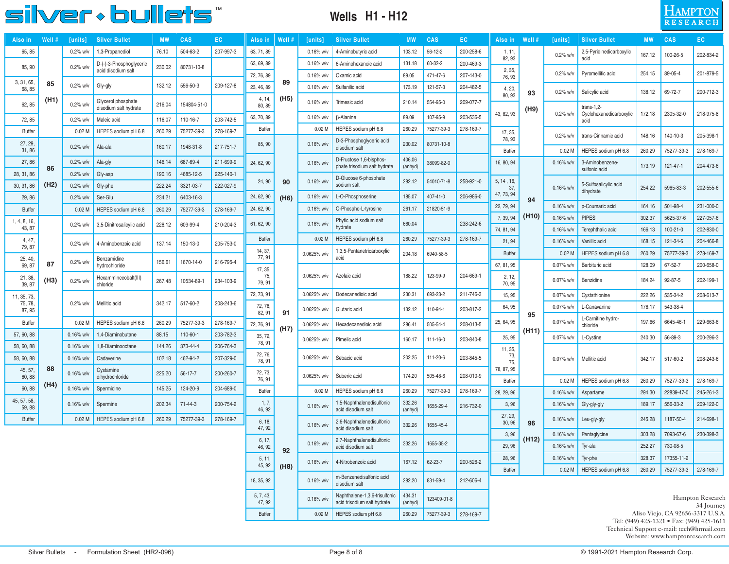# silver • bullets™

## Wells H1 - H12

| Also in | Well # | [units] | Silver Bullet | MW | CAS | EC |
|---|---|---|---|---|---|---|
| 65, 85 | 85 (H1) | 0.2% w/v | 1,3-Propanediol | 76.10 | 504-63-2 | 207-997-3 |
| 85, 90 | | 0.2% w/v | D-(-)-3-Phosphoglyceric acid disodium salt | 230.02 | 80731-10-8 | |
| 3, 31, 65, 68, 85 | | 0.2% w/v | Gly-gly | 132.12 | 556-50-3 | 209-127-8 |
| 62, 85 | | 0.2% w/v | Glycerol phosphate disodium salt hydrate | 216.04 | 154804-51-0 | |
| 72, 85 | | 0.2% w/v | Maleic acid | 116.07 | 110-16-7 | 203-742-5 |
| Buffer | | 0.02 M | HEPES sodium pH 6.8 | 260.29 | 75277-39-3 | 278-169-7 |
| 27, 29, 31, 86 | 86 (H2) | 0.2% w/v | Ala-ala | 160.17 | 1948-31-8 | 217-751-7 |
| 27, 86 | | 0.2% w/v | Ala-gly | 146.14 | 687-69-4 | 211-699-9 |
| 28, 31, 86 | | 0.2% w/v | Gly-asp | 190.16 | 4685-12-5 | 225-140-1 |
| 30, 31, 86 | | 0.2% w/v | Gly-phe | 222.24 | 3321-03-7 | 222-027-9 |
| 29, 86 | | 0.2% w/v | Ser-Glu | 234.21 | 6403-16-3 | |
| Buffer | | 0.02 M | HEPES sodium pH 6.8 | 260.29 | 75277-39-3 | 278-169-7 |
| 1, 4, 8, 16, 43, 87 | 87 (H3) | 0.2% w/v | 3,5-Dinitrosalicylic acid | 228.12 | 609-99-4 | 210-204-3 |
| 4, 47, 79, 87 | | 0.2% w/v | 4-Aminobenzoic acid | 137.14 | 150-13-0 | 205-753-0 |
| 25, 40, 69, 87 | | 0.2% w/v | Benzamidine hydrochloride | 156.61 | 1670-14-0 | 216-795-4 |
| 21, 38, 39, 87 | | 0.2% w/v | Hexammine cobalt(III) chloride | 267.48 | 10534-89-1 | 234-103-9 |
| 11, 35, 73, 75, 78, 87, 95 | | 0.2% w/v | Mellitic acid | 342.17 | 517-60-2 | 208-243-6 |
| Buffer | | 0.02 M | HEPES sodium pH 6.8 | 260.29 | 75277-39-3 | 278-169-7 |
| 57, 60, 88 | 88 (H4) | 0.16% w/v | 1,4-Diaminobutane | 88.15 | 110-60-1 | 203-782-3 |
| 58, 60, 88 | | 0.16% w/v | 1,8-Diaminooctane | 144.26 | 373-44-4 | 206-764-3 |
| 58, 60, 88 | | 0.16% w/v | Cadaverine | 102.18 | 462-94-2 | 207-329-0 |
| 45, 57, 60, 88 | | 0.16% w/v | Cystamine dihydrochloride | 225.20 | 56-17-7 | 200-260-7 |
| 60, 88 | | 0.16% w/v | Spermidine | 145.25 | 124-20-9 | 204-689-0 |
| 45, 57, 58, 59, 88 | | 0.16% w/v | Spermine | 202.34 | 71-44-3 | 200-754-2 |
| Buffer | | 0.02 M | HEPES sodium pH 6.8 | 260.29 | 75277-39-3 | 278-169-7 |
| 63, 71, 89 | 89 (H5) | 0.16% w/v | 4-Aminobutyric acid | 103.12 | 56-12-2 | 200-258-6 |
| 63, 69, 89 | | 0.16% w/v | 6-Aminohexanoic acid | 131.18 | 60-32-2 | 200-469-3 |
| 72, 76, 89 | | 0.16% w/v | Oxamic acid | 89.05 | 471-47-6 | 207-443-0 |
| 23, 46, 89 | | 0.16% w/v | Sulfanilic acid | 173.19 | 121-57-3 | 204-482-5 |
| 4, 14, 80, 89 | | 0.16% w/v | Trimesic acid | 210.14 | 554-95-0 | 209-077-7 |
| 63, 70, 89 | | 0.16% w/v | β-Alanine | 89.09 | 107-95-9 | 203-536-5 |
| Buffer | | 0.02 M | HEPES sodium pH 6.8 | 260.29 | 75277-39-3 | 278-169-7 |
| 85, 90 | 90 (H6) | 0.16% w/v | D-3-Phosphoglyceric acid disodium salt | 230.02 | 80731-10-8 | |
| 24, 62, 90 | | 0.16% w/v | D-Fructose 1,6-bisphosphate trisodium salt hydrate | 406.06 (anhyd) | 38099-82-0 | |
| 24, 90 | | 0.16% w/v | D-Glucose 6-phosphate sodium salt | 282.12 | 54010-71-8 | 258-921-0 |
| 24, 62, 90 | | 0.16% w/v | L-O-Phosphoserine | 185.07 | 407-41-0 | 206-986-0 |
| 24, 62, 90 | | 0.16% w/v | O-Phospho-L-tyrosine | 261.17 | 21820-51-9 | |
| 61, 62, 90 | | 0.16% w/v | Phytic acid sodium salt hydrate | 660.04 | | 238-242-6 |
| Buffer | | 0.02 M | HEPES sodium pH 6.8 | 260.29 | 75277-39-3 | 278-169-7 |
| 14, 37, 77, 91 | 91 (H7) | 0.0625% w/v | 1,3,5-Pentanetricarboxylic acid | 204.18 | 6940-58-5 | |
| 17, 35, 75, 79, 91 | | 0.0625% w/v | Azelaic acid | 188.22 | 123-99-9 | 204-669-1 |
| 72, 73, 91 | | 0.0625% w/v | Dodecanedioic acid | 230.31 | 693-23-2 | 211-746-3 |
| 72, 78, 82, 91 | | 0.0625% w/v | Glutaric acid | 132.12 | 110-94-1 | 203-817-2 |
| 72, 76, 91 | | 0.0625% w/v | Hexadecanedioic acid | 286.41 | 505-54-4 | 208-013-5 |
| 35, 72, 78, 91 | | 0.0625% w/v | Pimelic acid | 160.17 | 111-16-0 | 203-840-8 |
| 72, 76, 78, 91 | | 0.0625% w/v | Sebacic acid | 202.25 | 111-20-6 | 203-845-5 |
| 72, 73, 76, 91 | | 0.0625% w/v | Suberic acid | 174.20 | 505-48-6 | 208-010-9 |
| Buffer | | 0.02 M | HEPES sodium pH 6.8 | 260.29 | 75277-39-3 | 278-169-7 |
| 1, 7, 46, 92 | 92 (H8) | 0.16% w/v | 1,5-Naphthalenedisulfonic acid disodium salt | 332.26 (anhyd) | 1655-29-4 | 216-732-0 |
| 6, 18, 47, 92 | | 0.16% w/v | 2,6-Naphthalenedisulfonic acid disodium salt | 332.26 | 1655-45-4 | |
| 6, 17, 46, 92 | | 0.16% w/v | 2,7-Naphthalenedisulfonic acid disodium salt | 332.26 | 1655-35-2 | |
| 5, 11, 45, 92 | | 0.16% w/v | 4-Nitrobenzoic acid | 167.12 | 62-23-7 | 200-526-2 |
| 18, 35, 92 | | 0.16% w/v | m-Benzenedisulfonic acid disodium salt | 282.20 | 831-59-4 | 212-606-4 |
| 5, 7, 43, 47, 92 | | 0.16% w/v | Naphthalene-1,3,6-trisulfonic acid trisodium salt hydrate | 434.31 (anhyd) | 123409-01-8 | |
| Buffer | | 0.02 M | HEPES sodium pH 6.8 | 260.29 | 75277-39-3 | 278-169-7 |
| 1, 11, 82, 93 | 93 (H9) | 0.2% w/v | 2,5-Pyridinedicarboxylic acid | 167.12 | 100-26-5 | 202-834-2 |
| 2, 35, 76, 93 | | 0.2% w/v | Pyromellitic acid | 254.15 | 89-05-4 | 201-879-5 |
| 4, 20, 80, 93 | | 0.2% w/v | Salicylic acid | 138.12 | 69-72-7 | 200-712-3 |
| 43, 82, 93 | | 0.2% w/v | trans-1,2-Cyclohexanedicarboxylic acid | 172.18 | 2305-32-0 | 218-975-8 |
| 17, 35, 78, 93 | | 0.2% w/v | trans-Cinnamic acid | 148.16 | 140-10-3 | 205-398-1 |
| Buffer | | 0.02 M | HEPES sodium pH 6.8 | 260.29 | 75277-39-3 | 278-169-7 |
| 16, 80, 94 | 94 (H10) | 0.16% w/v | 3-Aminobenzene-sulfonic acid | 173.19 | 121-47-1 | 204-473-6 |
| 5, 14, 16, 37, 47, 73, 94 | | 0.16% w/v | 5-Sulfosalicylic acid dihydrate | 254.22 | 5965-83-3 | 202-555-6 |
| 22, 79, 94 | | 0.16% w/v | p-Coumaric acid | 164.16 | 501-98-4 | 231-000-0 |
| 7, 39, 94 | | 0.16% w/v | PIPES | 302.37 | 5625-37-6 | 227-057-6 |
| 74, 81, 94 | | 0.16% w/v | Terephthalic acid | 166.13 | 100-21-0 | 202-830-0 |
| 21, 94 | | 0.16% w/v | Vanillic acid | 168.15 | 121-34-6 | 204-466-8 |
| Buffer | | 0.02 M | HEPES sodium pH 6.8 | 260.29 | 75277-39-3 | 278-169-7 |
| 67, 81, 95 | 95 (H11) | 0.07% w/v | Barbituric acid | 128.09 | 67-52-7 | 200-658-0 |
| 2, 12, 70, 95 | | 0.07% w/v | Benzidine | 184.24 | 92-87-5 | 202-199-1 |
| 15, 95 | | 0.07% w/v | Cystathionine | 222.26 | 535-34-2 | 208-613-7 |
| 64, 95 | | 0.07% w/v | L-Canavanine | 176.17 | 543-38-4 | |
| 25, 64, 95 | | 0.07% w/v | L-Carnitine hydrochloride | 197.66 | 6645-46-1 | 229-663-6 |
| 25, 95 | | 0.07% w/v | L-Cystine | 240.30 | 56-89-3 | 200-296-3 |
| 11, 35, 73, 75, 78, 87, 95 | | 0.07% w/v | Mellitic acid | 342.17 | 517-60-2 | 208-243-6 |
| Buffer | | 0.02 M | HEPES sodium pH 6.8 | 260.29 | 75277-39-3 | 278-169-7 |
| 28, 29, 96 | 96 (H12) | 0.16% w/v | Aspartame | 294.30 | 22839-47-0 | 245-261-3 |
| 3, 96 | | 0.16% w/v | Gly-gly-gly | 189.17 | 556-33-2 | 209-122-0 |
| 27, 29, 30, 96 | | 0.16% w/v | Leu-gly-gly | 245.28 | 1187-50-4 | 214-698-1 |
| 3, 96 | | 0.16% w/v | Pentaglycine | 303.28 | 7093-67-6 | 230-398-3 |
| 29, 96 | | 0.16% w/v | Tyr-ala | 252.27 | 730-08-5 | |
| 28, 96 | | 0.16% w/v | Tyr-phe | 328.37 | 17355-11-2 | |
| Buffer | | 0.02 M | HEPES sodium pH 6.8 | 260.29 | 75277-39-3 | 278-169-7 |

Hampton Research
34 Journey
Aliso Viejo, CA 92656-3317 U.S.A.
Tel: (949) 425-1321 • Fax: (949) 425-1611
Technical Support e-mail: tech@hrmail.com
Website: www.hamptonresearch.com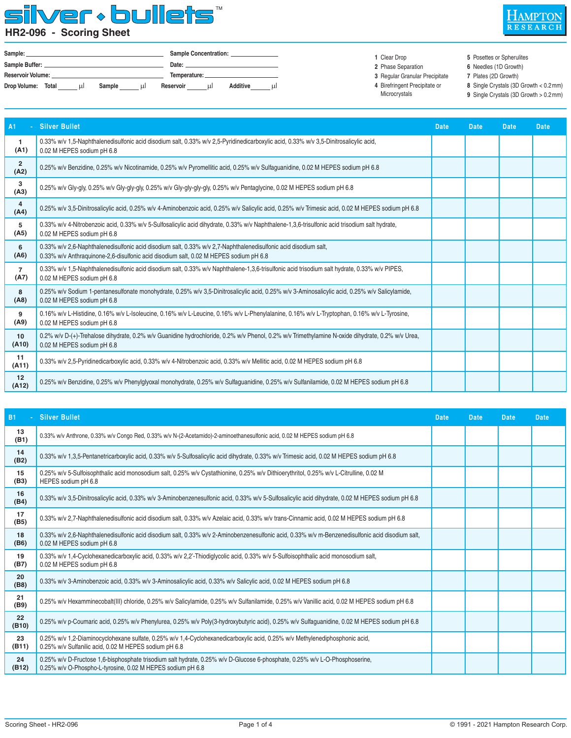# silver • bullets™

## HR2-096 - Scoring Sheet

HAMPTON RESEARCH

**Sample:** ______________________ **Sample Concentration:** ______________

**Sample Buffer:** ______________________ **Date:** ______________

**Reservoir Volume:** ______________________ **Temperature:** ______________

**Drop Volume:** **Total** _____ µl **Sample** _____ µl **Reservoir** _____ µl **Additive** _____ µl

1 Clear Drop
2 Phase Separation
3 Regular Granular Precipitate
4 Birefringent Precipitate or Microcrystals
5 Posettes or Spherulites
6 Needles (1D Growth)
7 Plates (2D Growth)
8 Single Crystals (3D Growth < 0.2mm)
9 Single Crystals (3D Growth > 0.2mm)

| A1 - | Silver Bullet | Date | Date | Date | Date |
|---|---|---|---|---|---|
| 1 (A1) | 0.33% w/v 1,5-Naphthalenedisulfonic acid disodium salt, 0.33% w/v 2,5-Pyridinedicarboxylic acid, 0.33% w/v 3,5-Dinitrosalicylic acid, 0.02 M HEPES sodium pH 6.8 | | | | |
| 2 (A2) | 0.25% w/v Benzidine, 0.25% w/v Nicotinamide, 0.25% w/v Pyromellitic acid, 0.25% w/v Sulfaguanidine, 0.02 M HEPES sodium pH 6.8 | | | | |
| 3 (A3) | 0.25% w/v Gly-gly, 0.25% w/v Gly-gly-gly, 0.25% w/v Gly-gly-gly-gly, 0.25% w/v Pentaglycine, 0.02 M HEPES sodium pH 6.8 | | | | |
| 4 (A4) | 0.25% w/v 3,5-Dinitrosalicylic acid, 0.25% w/v 4-Aminobenzoic acid, 0.25% w/v Salicylic acid, 0.25% w/v Trimesic acid, 0.02 M HEPES sodium pH 6.8 | | | | |
| 5 (A5) | 0.33% w/v 4-Nitrobenzoic acid, 0.33% w/v 5-Sulfosalicylic acid dihydrate, 0.33% w/v Naphthalene-1,3,6-trisulfonic acid trisodium salt hydrate, 0.02 M HEPES sodium pH 6.8 | | | | |
| 6 (A6) | 0.33% w/v 2,6-Naphthalenedisulfonic acid disodium salt, 0.33% w/v 2,7-Naphthalenedisulfonic acid disodium salt, 0.33% w/v Anthraquinone-2,6-disulfonic acid disodium salt, 0.02 M HEPES sodium pH 6.8 | | | | |
| 7 (A7) | 0.33% w/v 1,5-Naphthalenedisulfonic acid disodium salt, 0.33% w/v Naphthalene-1,3,6-trisulfonic acid trisodium salt hydrate, 0.33% w/v PIPES, 0.02 M HEPES sodium pH 6.8 | | | | |
| 8 (A8) | 0.25% w/v Sodium 1-pentanesulfonate monohydrate, 0.25% w/v 3,5-Dinitrosalicylic acid, 0.25% w/v 3-Aminosalicylic acid, 0.25% w/v Salicylamide, 0.02 M HEPES sodium pH 6.8 | | | | |
| 9 (A9) | 0.16% w/v L-Histidine, 0.16% w/v L-Isoleucine, 0.16% w/v L-Leucine, 0.16% w/v L-Phenylalanine, 0.16% w/v L-Tryptophan, 0.16% w/v L-Tyrosine, 0.02 M HEPES sodium pH 6.8 | | | | |
| 10 (A10) | 0.2% w/v D-(+)-Trehalose dihydrate, 0.2% w/v Guanidine hydrochloride, 0.2% w/v Phenol, 0.2% w/v Trimethylamine N-oxide dihydrate, 0.2% w/v Urea, 0.02 M HEPES sodium pH 6.8 | | | | |
| 11 (A11) | 0.33% w/v 2,5-Pyridinedicarboxylic acid, 0.33% w/v 4-Nitrobenzoic acid, 0.33% w/v Mellitic acid, 0.02 M HEPES sodium pH 6.8 | | | | |
| 12 (A12) | 0.25% w/v Benzidine, 0.25% w/v Phenylglyoxal monohydrate, 0.25% w/v Sulfaguanidine, 0.25% w/v Sulfanilamide, 0.02 M HEPES sodium pH 6.8 | | | | |

| B1 - | Silver Bullet | Date | Date | Date | Date |
|---|---|---|---|---|---|
| 13 (B1) | 0.33% w/v Anthrone, 0.33% w/v Congo Red, 0.33% w/v N-(2-Acetamido)-2-aminoethanesulfonic acid, 0.02 M HEPES sodium pH 6.8 | | | | |
| 14 (B2) | 0.33% w/v 1,3,5-Pentanetricarboxylic acid, 0.33% w/v 5-Sulfosalicylic acid dihydrate, 0.33% w/v Trimesic acid, 0.02 M HEPES sodium pH 6.8 | | | | |
| 15 (B3) | 0.25% w/v 5-Sulfoisophthalic acid monosodium salt, 0.25% w/v Cystathionine, 0.25% w/v Dithioerythritol, 0.25% w/v L-Citrulline, 0.02 M HEPES sodium pH 6.8 | | | | |
| 16 (B4) | 0.33% w/v 3,5-Dinitrosalicylic acid, 0.33% w/v 3-Aminobenzenesulfonic acid, 0.33% w/v 5-Sulfosalicylic acid dihydrate, 0.02 M HEPES sodium pH 6.8 | | | | |
| 17 (B5) | 0.33% w/v 2,7-Naphthalenedisulfonic acid disodium salt, 0.33% w/v Azelaic acid, 0.33% w/v trans-Cinnamic acid, 0.02 M HEPES sodium pH 6.8 | | | | |
| 18 (B6) | 0.33% w/v 2,6-Naphthalenedisulfonic acid disodium salt, 0.33% w/v 2-Aminobenzenesulfonic acid, 0.33% w/v m-Benzenedisulfonic acid disodium salt, 0.02 M HEPES sodium pH 6.8 | | | | |
| 19 (B7) | 0.33% w/v 1,4-Cyclohexanedicarboxylic acid, 0.33% w/v 2,2'-Thiodiglycolic acid, 0.33% w/v 5-Sulfoisophthalic acid monosodium salt, 0.02 M HEPES sodium pH 6.8 | | | | |
| 20 (B8) | 0.33% w/v 3-Aminobenzoic acid, 0.33% w/v 3-Aminosalicylic acid, 0.33% w/v Salicylic acid, 0.02 M HEPES sodium pH 6.8 | | | | |
| 21 (B9) | 0.25% w/v Hexamminecobalt(III) chloride, 0.25% w/v Salicylamide, 0.25% w/v Sulfanilamide, 0.25% w/v Vanillic acid, 0.02 M HEPES sodium pH 6.8 | | | | |
| 22 (B10) | 0.25% w/v p-Coumaric acid, 0.25% w/v Phenylurea, 0.25% w/v Poly(3-hydroxybutyric acid), 0.25% w/v Sulfaguanidine, 0.02 M HEPES sodium pH 6.8 | | | | |
| 23 (B11) | 0.25% w/v 1,2-Diaminocyclohexane sulfate, 0.25% w/v 1,4-Cyclohexanedicarboxylic acid, 0.25% w/v Methylenediphosphonic acid, 0.25% w/v Sulfanilic acid, 0.02 M HEPES sodium pH 6.8 | | | | |
| 24 (B12) | 0.25% w/v D-Fructose 1,6-bisphosphate trisodium salt hydrate, 0.25% w/v D-Glucose 6-phosphate, 0.25% w/v L-O-Phosphoserine, 0.25% w/v O-Phospho-L-tyrosine, 0.02 M HEPES sodium pH 6.8 | | | | |

Scoring Sheet - HR2-096 © 1991 - 2021 Hampton Research Corp.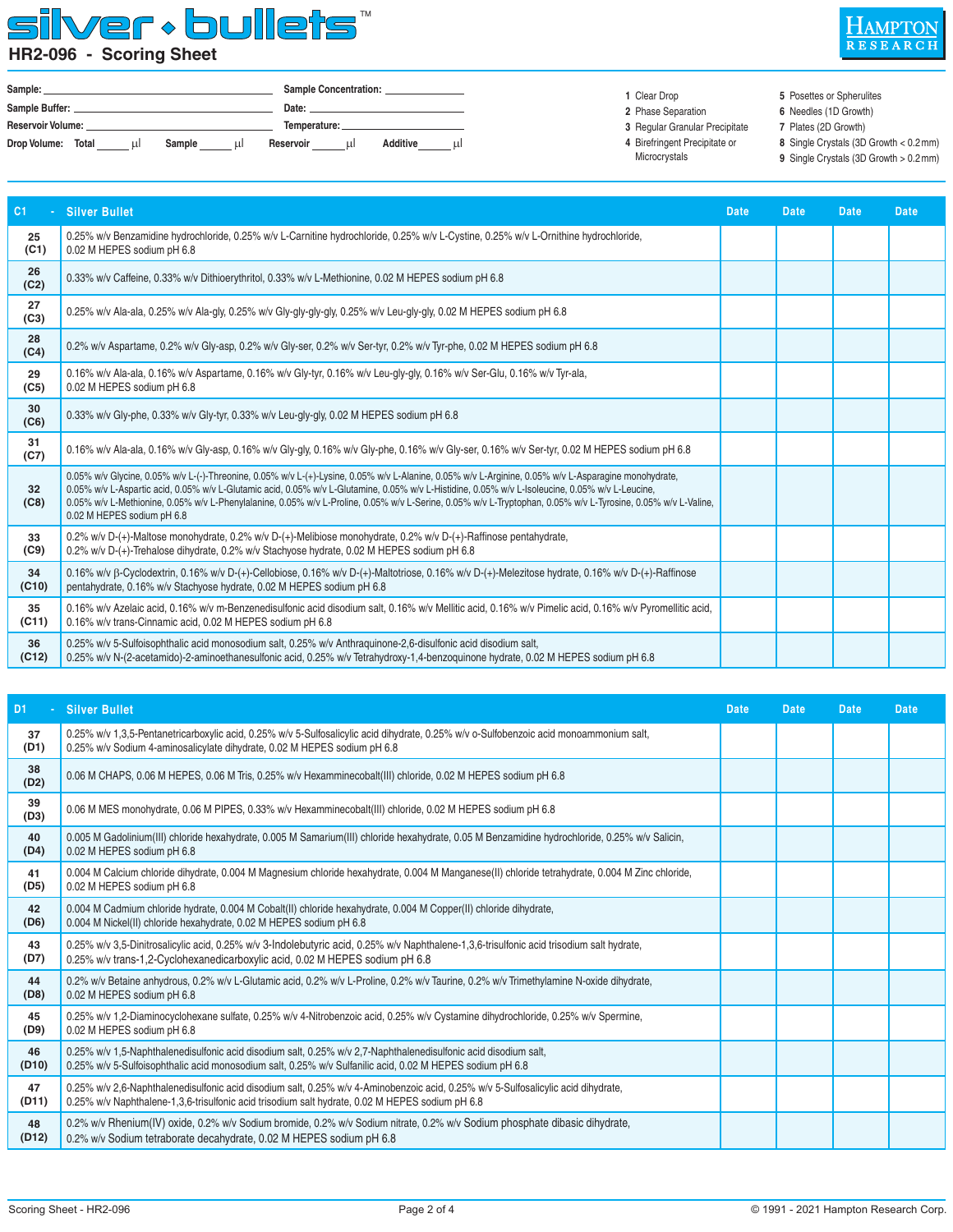# silver • bullets™

## HR2-096 - Scoring Sheet

Sample: ______________________ Sample Concentration: ____________

Sample Buffer: ______________________ Date: ____________

Reservoir Volume: ______________________ Temperature: ____________

Drop Volume: Total _____ μl Sample _____ μl Reservoir _____ μl Additive _____ μl

1 Clear Drop
2 Phase Separation
3 Regular Granular Precipitate
4 Birefringent Precipitate or Microcrystals
5 Posettes or Spherulites
6 Needles (1D Growth)
7 Plates (2D Growth)
8 Single Crystals (3D Growth < 0.2 mm)
9 Single Crystals (3D Growth > 0.2 mm)

| C1 - | Silver Bullet | Date | Date | Date | Date |
|---|---|---|---|---|---|
| 25 (C1) | 0.25% w/v Benzamidine hydrochloride, 0.25% w/v L-Carnitine hydrochloride, 0.25% w/v L-Cystine, 0.25% w/v L-Ornithine hydrochloride, 0.02 M HEPES sodium pH 6.8 | | | | |
| 26 (C2) | 0.33% w/v Caffeine, 0.33% w/v Dithioerythritol, 0.33% w/v L-Methionine, 0.02 M HEPES sodium pH 6.8 | | | | |
| 27 (C3) | 0.25% w/v Ala-ala, 0.25% w/v Ala-gly, 0.25% w/v Gly-gly-gly-gly, 0.25% w/v Leu-gly-gly, 0.02 M HEPES sodium pH 6.8 | | | | |
| 28 (C4) | 0.2% w/v Aspartame, 0.2% w/v Gly-asp, 0.2% w/v Gly-ser, 0.2% w/v Ser-tyr, 0.2% w/v Tyr-phe, 0.02 M HEPES sodium pH 6.8 | | | | |
| 29 (C5) | 0.16% w/v Ala-ala, 0.16% w/v Aspartame, 0.16% w/v Gly-tyr, 0.16% w/v Leu-gly-gly, 0.16% w/v Ser-Glu, 0.16% w/v Tyr-ala, 0.02 M HEPES sodium pH 6.8 | | | | |
| 30 (C6) | 0.33% w/v Gly-phe, 0.33% w/v Gly-tyr, 0.33% w/v Leu-gly-gly, 0.02 M HEPES sodium pH 6.8 | | | | |
| 31 (C7) | 0.16% w/v Ala-ala, 0.16% w/v Gly-asp, 0.16% w/v Gly-gly, 0.16% w/v Gly-phe, 0.16% w/v Gly-ser, 0.16% w/v Ser-tyr, 0.02 M HEPES sodium pH 6.8 | | | | |
| 32 (C8) | 0.05% w/v Glycine, 0.05% w/v L-(-)-Threonine, 0.05% w/v L-(+)-Lysine, 0.05% w/v L-Alanine, 0.05% w/v L-Arginine, 0.05% w/v L-Asparagine monohydrate, 0.05% w/v L-Aspartic acid, 0.05% w/v L-Glutamic acid, 0.05% w/v L-Glutamine, 0.05% w/v L-Histidine, 0.05% w/v L-Isoleucine, 0.05% w/v L-Leucine, 0.05% w/v L-Methionine, 0.05% w/v L-Phenylalanine, 0.05% w/v L-Proline, 0.05% w/v L-Serine, 0.05% w/v L-Tryptophan, 0.05% w/v L-Tyrosine, 0.05% w/v L-Valine, 0.02 M HEPES sodium pH 6.8 | | | | |
| 33 (C9) | 0.2% w/v D-(+)-Maltose monohydrate, 0.2% w/v D-(+)-Melibiose monohydrate, 0.2% w/v D-(+)-Raffinose pentahydrate, 0.2% w/v D-(+)-Trehalose dihydrate, 0.2% w/v Stachyose hydrate, 0.02 M HEPES sodium pH 6.8 | | | | |
| 34 (C10) | 0.16% w/v β-Cyclodextrin, 0.16% w/v D-(+)-Cellobiose, 0.16% w/v D-(+)-Maltotriose, 0.16% w/v D-(+)-Melezitose hydrate, 0.16% w/v D-(+)-Raffinose pentahydrate, 0.16% w/v Stachyose hydrate, 0.02 M HEPES sodium pH 6.8 | | | | |
| 35 (C11) | 0.16% w/v Azelaic acid, 0.16% w/v m-Benzenedisulfonic acid disodium salt, 0.16% w/v Mellitic acid, 0.16% w/v Pimelic acid, 0.16% w/v Pyromellitic acid, 0.16% w/v trans-Cinnamic acid, 0.02 M HEPES sodium pH 6.8 | | | | |
| 36 (C12) | 0.25% w/v 5-Sulfoisophthalic acid monosodium salt, 0.25% w/v Anthraquinone-2,6-disulfonic acid disodium salt, 0.25% w/v N-(2-acetamido)-2-aminoethanesulfonic acid, 0.25% w/v Tetrahydroxy-1,4-benzoquinone hydrate, 0.02 M HEPES sodium pH 6.8 | | | | |

| D1 - | Silver Bullet | Date | Date | Date | Date |
|---|---|---|---|---|---|
| 37 (D1) | 0.25% w/v 1,3,5-Pentanetricarboxylic acid, 0.25% w/v 5-Sulfosalicylic acid dihydrate, 0.25% w/v o-Sulfobenzoic acid monoammonium salt, 0.25% w/v Sodium 4-aminosalicylate dihydrate, 0.02 M HEPES sodium pH 6.8 | | | | |
| 38 (D2) | 0.06 M CHAPS, 0.06 M HEPES, 0.06 M Tris, 0.25% w/v Hexamminecobalt(III) chloride, 0.02 M HEPES sodium pH 6.8 | | | | |
| 39 (D3) | 0.06 M MES monohydrate, 0.06 M PIPES, 0.33% w/v Hexamminecobalt(III) chloride, 0.02 M HEPES sodium pH 6.8 | | | | |
| 40 (D4) | 0.005 M Gadolinium(III) chloride hexahydrate, 0.005 M Samarium(III) chloride hexahydrate, 0.05 M Benzamidine hydrochloride, 0.25% w/v Salicin, 0.02 M HEPES sodium pH 6.8 | | | | |
| 41 (D5) | 0.004 M Calcium chloride dihydrate, 0.004 M Magnesium chloride hexahydrate, 0.004 M Manganese(II) chloride tetrahydrate, 0.004 M Zinc chloride, 0.02 M HEPES sodium pH 6.8 | | | | |
| 42 (D6) | 0.004 M Cadmium chloride hydrate, 0.004 M Cobalt(II) chloride hexahydrate, 0.004 M Copper(II) chloride dihydrate, 0.004 M Nickel(II) chloride hexahydrate, 0.02 M HEPES sodium pH 6.8 | | | | |
| 43 (D7) | 0.25% w/v 3,5-Dinitrosalicylic acid, 0.25% w/v 3-Indolebutyric acid, 0.25% w/v Naphthalene-1,3,6-trisulfonic acid trisodium salt hydrate, 0.25% w/v trans-1,2-Cyclohexanedicarboxylic acid, 0.02 M HEPES sodium pH 6.8 | | | | |
| 44 (D8) | 0.2% w/v Betaine anhydrous, 0.2% w/v L-Glutamic acid, 0.2% w/v L-Proline, 0.2% w/v Taurine, 0.2% w/v Trimethylamine N-oxide dihydrate, 0.02 M HEPES sodium pH 6.8 | | | | |
| 45 (D9) | 0.25% w/v 1,2-Diaminocyclohexane sulfate, 0.25% w/v 4-Nitrobenzoic acid, 0.25% w/v Cystamine dihydrochloride, 0.25% w/v Spermine, 0.02 M HEPES sodium pH 6.8 | | | | |
| 46 (D10) | 0.25% w/v 1,5-Naphthalenedisulfonic acid disodium salt, 0.25% w/v 2,7-Naphthalenedisulfonic acid disodium salt, 0.25% w/v 5-Sulfoisophthalic acid monosodium salt, 0.25% w/v Sulfanilic acid, 0.02 M HEPES sodium pH 6.8 | | | | |
| 47 (D11) | 0.25% w/v 2,6-Naphthalenedisulfonic acid disodium salt, 0.25% w/v 4-Aminobenzoic acid, 0.25% w/v 5-Sulfosalicylic acid dihydrate, 0.25% w/v Naphthalene-1,3,6-trisulfonic acid trisodium salt hydrate, 0.02 M HEPES sodium pH 6.8 | | | | |
| 48 (D12) | 0.2% w/v Rhenium(IV) oxide, 0.2% w/v Sodium bromide, 0.2% w/v Sodium nitrate, 0.2% w/v Sodium phosphate dibasic dihydrate, 0.2% w/v Sodium tetraborate decahydrate, 0.02 M HEPES sodium pH 6.8 | | | | |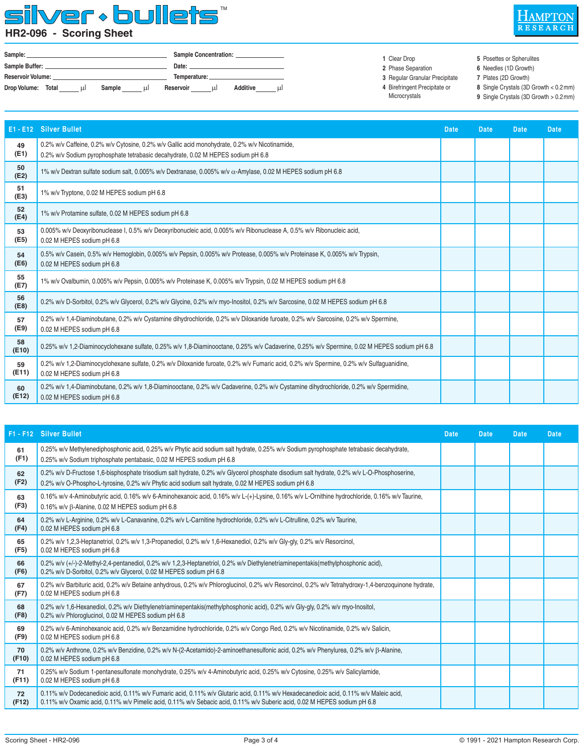# silver • bullets™

## HR2-096 - Scoring Sheet

HAMPTON RESEARCH

**Sample:** ______________________ **Sample Concentration:** ____________

**Sample Buffer:** ______________________ **Date:** ____________

**Reservoir Volume:** ______________________ **Temperature:** ____________

**Drop Volume:** **Total** _____ μl **Sample** _____ μl **Reservoir** _____ μl **Additive** _____ μl

1 Clear Drop
2 Phase Separation
3 Regular Granular Precipitate
4 Birefringent Precipitate or Microcrystals
5 Posettes or Spherulites
6 Needles (1D Growth)
7 Plates (2D Growth)
8 Single Crystals (3D Growth < 0.2 mm)
9 Single Crystals (3D Growth > 0.2 mm)

| E1 - E12 | Silver Bullet | Date | Date | Date | Date |
|---|---|---|---|---|---|
| 49 (E1) | 0.2% w/v Caffeine, 0.2% w/v Cytosine, 0.2% w/v Gallic acid monohydrate, 0.2% w/v Nicotinamide, 0.2% w/v Sodium pyrophosphate tetrabasic decahydrate, 0.02 M HEPES sodium pH 6.8 | | | | |
| 50 (E2) | 1% w/v Dextran sulfate sodium salt, 0.005% w/v Dextranase, 0.005% w/v α-Amylase, 0.02 M HEPES sodium pH 6.8 | | | | |
| 51 (E3) | 1% w/v Tryptone, 0.02 M HEPES sodium pH 6.8 | | | | |
| 52 (E4) | 1% w/v Protamine sulfate, 0.02 M HEPES sodium pH 6.8 | | | | |
| 53 (E5) | 0.005% w/v Deoxyribonuclease I, 0.5% w/v Deoxyribonucleic acid, 0.005% w/v Ribonuclease A, 0.5% w/v Ribonucleic acid, 0.02 M HEPES sodium pH 6.8 | | | | |
| 54 (E6) | 0.5% w/v Casein, 0.5% w/v Hemoglobin, 0.005% w/v Pepsin, 0.005% w/v Protease, 0.005% w/v Proteinase K, 0.005% w/v Trypsin, 0.02 M HEPES sodium pH 6.8 | | | | |
| 55 (E7) | 1% w/v Ovalbumin, 0.005% w/v Pepsin, 0.005% w/v Proteinase K, 0.005% w/v Trypsin, 0.02 M HEPES sodium pH 6.8 | | | | |
| 56 (E8) | 0.2% w/v D-Sorbitol, 0.2% w/v Glycerol, 0.2% w/v Glycine, 0.2% w/v myo-Inositol, 0.2% w/v Sarcosine, 0.02 M HEPES sodium pH 6.8 | | | | |
| 57 (E9) | 0.2% w/v 1,4-Diaminobutane, 0.2% w/v Cystamine dihydrochloride, 0.2% w/v Diloxanide furoate, 0.2% w/v Sarcosine, 0.2% w/v Spermine, 0.02 M HEPES sodium pH 6.8 | | | | |
| 58 (E10) | 0.25% w/v 1,2-Diaminocyclohexane sulfate, 0.25% w/v 1,8-Diaminooctane, 0.25% w/v Cadaverine, 0.25% w/v Spermine, 0.02 M HEPES sodium pH 6.8 | | | | |
| 59 (E11) | 0.2% w/v 1,2-Diaminocyclohexane sulfate, 0.2% w/v Diloxanide furoate, 0.2% w/v Fumaric acid, 0.2% w/v Spermine, 0.2% w/v Sulfaguanidine, 0.02 M HEPES sodium pH 6.8 | | | | |
| 60 (E12) | 0.2% w/v 1,4-Diaminobutane, 0.2% w/v 1,8-Diaminooctane, 0.2% w/v Cadaverine, 0.2% w/v Cystamine dihydrochloride, 0.2% w/v Spermidine, 0.02 M HEPES sodium pH 6.8 | | | | |

| F1 - F12 | Silver Bullet | Date | Date | Date | Date |
|---|---|---|---|---|---|
| 61 (F1) | 0.25% w/v Methylenediphosphonic acid, 0.25% w/v Phytic acid sodium salt hydrate, 0.25% w/v Sodium pyrophosphate tetrabasic decahydrate, 0.25% w/v Sodium triphosphate pentabasic, 0.02 M HEPES sodium pH 6.8 | | | | |
| 62 (F2) | 0.2% w/v D-Fructose 1,6-bisphosphate trisodium salt hydrate, 0.2% w/v Glycerol phosphate disodium salt hydrate, 0.2% w/v L-O-Phosphoserine, 0.2% w/v O-Phospho-L-tyrosine, 0.2% w/v Phytic acid sodium salt hydrate, 0.02 M HEPES sodium pH 6.8 | | | | |
| 63 (F3) | 0.16% w/v 4-Aminobutyric acid, 0.16% w/v 6-Aminohexanoic acid, 0.16% w/v L-(+)-Lysine, 0.16% w/v L-Ornithine hydrochloride, 0.16% w/v Taurine, 0.16% w/v β-Alanine, 0.02 M HEPES sodium pH 6.8 | | | | |
| 64 (F4) | 0.2% w/v L-Arginine, 0.2% w/v L-Canavanine, 0.2% w/v L-Carnitine hydrochloride, 0.2% w/v L-Citrulline, 0.2% w/v Taurine, 0.02 M HEPES sodium pH 6.8 | | | | |
| 65 (F5) | 0.2% w/v 1,2,3-Heptanetriol, 0.2% w/v 1,3-Propanediol, 0.2% w/v 1,6-Hexanediol, 0.2% w/v Gly-gly, 0.2% w/v Resorcinol, 0.02 M HEPES sodium pH 6.8 | | | | |
| 66 (F6) | 0.2% w/v (+/-)-2-Methyl-2,4-pentanediol, 0.2% w/v 1,2,3-Heptanetriol, 0.2% w/v Diethylenetriaminepentakis(methylphosphonic acid), 0.2% w/v D-Sorbitol, 0.2% w/v Glycerol, 0.02 M HEPES sodium pH 6.8 | | | | |
| 67 (F7) | 0.2% w/v Barbituric acid, 0.2% w/v Betaine anhydrous, 0.2% w/v Phloroglucinol, 0.2% w/v Resorcinol, 0.2% w/v Tetrahydroxy-1,4-benzoquinone hydrate, 0.02 M HEPES sodium pH 6.8 | | | | |
| 68 (F8) | 0.2% w/v 1,6-Hexanediol, 0.2% w/v Diethylenetriaminepentakis(methylphosphonic acid), 0.2% w/v Gly-gly, 0.2% w/v myo-Inositol, 0.2% w/v Phloroglucinol, 0.02 M HEPES sodium pH 6.8 | | | | |
| 69 (F9) | 0.2% w/v 6-Aminohexanoic acid, 0.2% w/v Benzamidine hydrochloride, 0.2% w/v Congo Red, 0.2% w/v Nicotinamide, 0.2% w/v Salicin, 0.02 M HEPES sodium pH 6.8 | | | | |
| 70 (F10) | 0.2% w/v Anthrone, 0.2% w/v Benzidine, 0.2% w/v N-(2-Acetamido)-2-aminoethanesulfonic acid, 0.2% w/v Phenylurea, 0.2% w/v β-Alanine, 0.02 M HEPES sodium pH 6.8 | | | | |
| 71 (F11) | 0.25% w/v Sodium 1-pentanesulfonate monohydrate, 0.25% w/v 4-Aminobutyric acid, 0.25% w/v Cytosine, 0.25% w/v Salicylamide, 0.02 M HEPES sodium pH 6.8 | | | | |
| 72 (F12) | 0.11% w/v Dodecanedioic acid, 0.11% w/v Fumaric acid, 0.11% w/v Glutaric acid, 0.11% w/v Hexadecanedioic acid, 0.11% w/v Maleic acid, 0.11% w/v Oxamic acid, 0.11% w/v Pimelic acid, 0.11% w/v Sebacic acid, 0.11% w/v Suberic acid, 0.02 M HEPES sodium pH 6.8 | | | | |

© 1991 - 2021 Hampton Research Corp.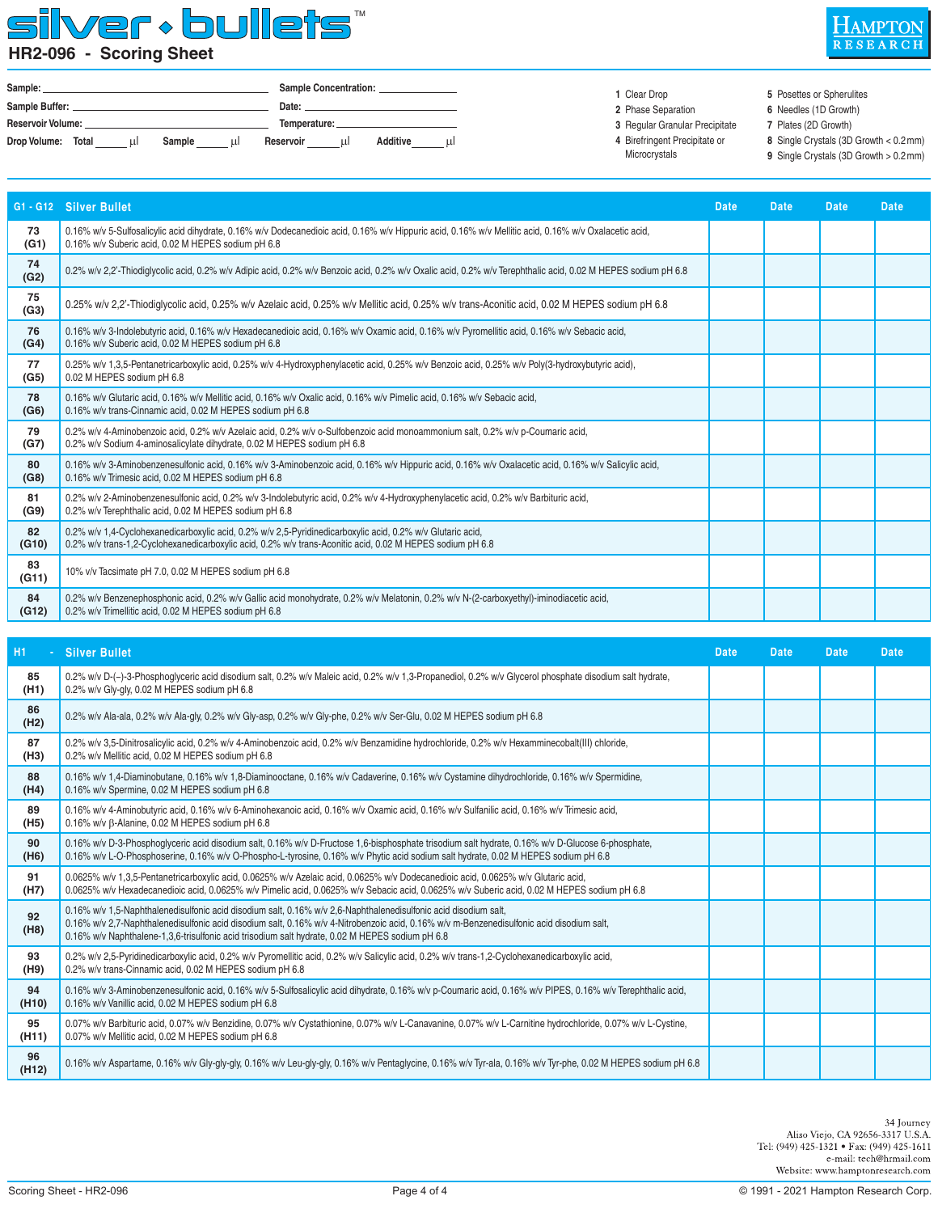# silver • bullets™

## HR2-096 - Scoring Sheet

HAMPTON RESEARCH

**Sample:** ______________________ **Sample Concentration:** ______________

**Sample Buffer:** ______________________ **Date:** ______________

**Reservoir Volume:** ______________________ **Temperature:** ______________

**Drop Volume:** **Total** ______ μl **Sample** ______ μl **Reservoir** ______ μl **Additive** ______ μl

1 Clear Drop
2 Phase Separation
3 Regular Granular Precipitate
4 Birefringent Precipitate or Microcrystals
5 Posettes or Spherulites
6 Needles (1D Growth)
7 Plates (2D Growth)
8 Single Crystals (3D Growth < 0.2 mm)
9 Single Crystals (3D Growth > 0.2 mm)

| G1 - G12 | Silver Bullet | Date | Date | Date | Date |
|---|---|---|---|---|---|
| 73 (G1) | 0.16% w/v 5-Sulfosalicylic acid dihydrate, 0.16% w/v Dodecanedioic acid, 0.16% w/v Hippuric acid, 0.16% w/v Mellitic acid, 0.16% w/v Oxalacetic acid, 0.16% w/v Suberic acid, 0.02 M HEPES sodium pH 6.8 | | | | |
| 74 (G2) | 0.2% w/v 2,2'-Thiodiglycolic acid, 0.2% w/v Adipic acid, 0.2% w/v Benzoic acid, 0.2% w/v Oxalic acid, 0.2% w/v Terephthalic acid, 0.02 M HEPES sodium pH 6.8 | | | | |
| 75 (G3) | 0.25% w/v 2,2'-Thiodiglycolic acid, 0.25% w/v Azelaic acid, 0.25% w/v Mellitic acid, 0.25% w/v trans-Aconitic acid, 0.02 M HEPES sodium pH 6.8 | | | | |
| 76 (G4) | 0.16% w/v 3-Indolebutyric acid, 0.16% w/v Hexadecanedioic acid, 0.16% w/v Oxamic acid, 0.16% w/v Pyromellitic acid, 0.16% w/v Sebacic acid, 0.16% w/v Suberic acid, 0.02 M HEPES sodium pH 6.8 | | | | |
| 77 (G5) | 0.25% w/v 1,3,5-Pentanetricarboxylic acid, 0.25% w/v 4-Hydroxyphenylacetic acid, 0.25% w/v Benzoic acid, 0.25% w/v Poly(3-hydroxybutyric acid), 0.02 M HEPES sodium pH 6.8 | | | | |
| 78 (G6) | 0.16% w/v Glutaric acid, 0.16% w/v Mellitic acid, 0.16% w/v Oxalic acid, 0.16% w/v Pimelic acid, 0.16% w/v Sebacic acid, 0.16% w/v trans-Cinnamic acid, 0.02 M HEPES sodium pH 6.8 | | | | |
| 79 (G7) | 0.2% w/v 4-Aminobenzoic acid, 0.2% w/v Azelaic acid, 0.2% w/v o-Sulfobenzoic acid monoammonium salt, 0.2% w/v p-Coumaric acid, 0.2% w/v Sodium 4-aminosalicylate dihydrate, 0.02 M HEPES sodium pH 6.8 | | | | |
| 80 (G8) | 0.16% w/v 3-Aminobenzenesulfonic acid, 0.16% w/v 3-Aminobenzoic acid, 0.16% w/v Hippuric acid, 0.16% w/v Oxalacetic acid, 0.16% w/v Salicylic acid, 0.16% w/v Trimesic acid, 0.02 M HEPES sodium pH 6.8 | | | | |
| 81 (G9) | 0.2% w/v 2-Aminobenzenesulfonic acid, 0.2% w/v 3-Indolebutyric acid, 0.2% w/v 4-Hydroxyphenylacetic acid, 0.2% w/v Barbituric acid, 0.2% w/v Terephthalic acid, 0.02 M HEPES sodium pH 6.8 | | | | |
| 82 (G10) | 0.2% w/v 1,4-Cyclohexanedicarboxylic acid, 0.2% w/v 2,5-Pyridinedicarboxylic acid, 0.2% w/v Glutaric acid, 0.2% w/v trans-1,2-Cyclohexanedicarboxylic acid, 0.2% w/v trans-Aconitic acid, 0.02 M HEPES sodium pH 6.8 | | | | |
| 83 (G11) | 10% v/v Tacsimate pH 7.0, 0.02 M HEPES sodium pH 6.8 | | | | |
| 84 (G12) | 0.2% w/v Benzenephosphonic acid, 0.2% w/v Gallic acid monohydrate, 0.2% w/v Melatonin, 0.2% w/v N-(2-carboxyethyl)-iminodiacetic acid, 0.2% w/v Trimellitic acid, 0.02 M HEPES sodium pH 6.8 | | | | |

| H1 - | Silver Bullet | Date | Date | Date | Date |
|---|---|---|---|---|---|
| 85 (H1) | 0.2% w/v D-(−)-3-Phosphoglyceric acid disodium salt, 0.2% w/v Maleic acid, 0.2% w/v 1,3-Propanediol, 0.2% w/v Glycerol phosphate disodium salt hydrate, 0.2% w/v Gly-gly, 0.02 M HEPES sodium pH 6.8 | | | | |
| 86 (H2) | 0.2% w/v Ala-ala, 0.2% w/v Ala-gly, 0.2% w/v Gly-asp, 0.2% w/v Gly-phe, 0.2% w/v Ser-Glu, 0.02 M HEPES sodium pH 6.8 | | | | |
| 87 (H3) | 0.2% w/v 3,5-Dinitrosalicylic acid, 0.2% w/v 4-Aminobenzoic acid, 0.2% w/v Benzamidine hydrochloride, 0.2% w/v Hexamminecobalt(III) chloride, 0.2% w/v Mellitic acid, 0.02 M HEPES sodium pH 6.8 | | | | |
| 88 (H4) | 0.16% w/v 1,4-Diaminobutane, 0.16% w/v 1,8-Diaminooctane, 0.16% w/v Cadaverine, 0.16% w/v Cystamine dihydrochloride, 0.16% w/v Spermidine, 0.16% w/v Spermine, 0.02 M HEPES sodium pH 6.8 | | | | |
| 89 (H5) | 0.16% w/v 4-Aminobutyric acid, 0.16% w/v 6-Aminohexanoic acid, 0.16% w/v Oxamic acid, 0.16% w/v Sulfanilic acid, 0.16% w/v Trimesic acid, 0.16% w/v β-Alanine, 0.02 M HEPES sodium pH 6.8 | | | | |
| 90 (H6) | 0.16% w/v D-3-Phosphoglyceric acid disodium salt, 0.16% w/v D-Fructose 1,6-bisphosphate trisodium salt hydrate, 0.16% w/v D-Glucose 6-phosphate, 0.16% w/v L-O-Phosphoserine, 0.16% w/v O-Phospho-L-tyrosine, 0.16% w/v Phytic acid sodium salt hydrate, 0.02 M HEPES sodium pH 6.8 | | | | |
| 91 (H7) | 0.0625% w/v 1,3,5-Pentanetricarboxylic acid, 0.0625% w/v Azelaic acid, 0.0625% w/v Dodecanedioic acid, 0.0625% w/v Glutaric acid, 0.0625% w/v Hexadecanedioic acid, 0.0625% w/v Pimelic acid, 0.0625% w/v Sebacic acid, 0.0625% w/v Suberic acid, 0.02 M HEPES sodium pH 6.8 | | | | |
| 92 (H8) | 0.16% w/v 1,5-Naphthalenedisulfonic acid disodium salt, 0.16% w/v 2,6-Naphthalenedisulfonic acid disodium salt, 0.16% w/v 2,7-Naphthalenedisulfonic acid disodium salt, 0.16% w/v 4-Nitrobenzoic acid, 0.16% w/v m-Benzenedisulfonic acid disodium salt, 0.16% w/v Naphthalene-1,3,6-trisulfonic acid trisodium salt hydrate, 0.02 M HEPES sodium pH 6.8 | | | | |
| 93 (H9) | 0.2% w/v 2,5-Pyridinedicarboxylic acid, 0.2% w/v Pyromellitic acid, 0.2% w/v Salicylic acid, 0.2% w/v trans-1,2-Cyclohexanedicarboxylic acid, 0.2% w/v trans-Cinnamic acid, 0.02 M HEPES sodium pH 6.8 | | | | |
| 94 (H10) | 0.16% w/v 3-Aminobenzenesulfonic acid, 0.16% w/v 5-Sulfosalicylic acid dihydrate, 0.16% w/v p-Coumaric acid, 0.16% w/v PIPES, 0.16% w/v Terephthalic acid, 0.16% w/v Vanillic acid, 0.02 M HEPES sodium pH 6.8 | | | | |
| 95 (H11) | 0.07% w/v Barbituric acid, 0.07% w/v Benzidine, 0.07% w/v Cystathionine, 0.07% w/v L-Canavanine, 0.07% w/v L-Carnitine hydrochloride, 0.07% w/v L-Cystine, 0.07% w/v Mellitic acid, 0.02 M HEPES sodium pH 6.8 | | | | |
| 96 (H12) | 0.16% w/v Aspartame, 0.16% w/v Gly-gly-gly, 0.16% w/v Leu-gly-gly, 0.16% w/v Pentaglycine, 0.16% w/v Tyr-ala, 0.16% w/v Tyr-phe, 0.02 M HEPES sodium pH 6.8 | | | | |

34 Journey
Aliso Viejo, CA 92656-3317 U.S.A.
Tel: (949) 425-1321 • Fax: (949) 425-1611
e-mail: tech@hrmail.com
Website: www.hamptonresearch.com

© 1991 - 2021 Hampton Research Corp.